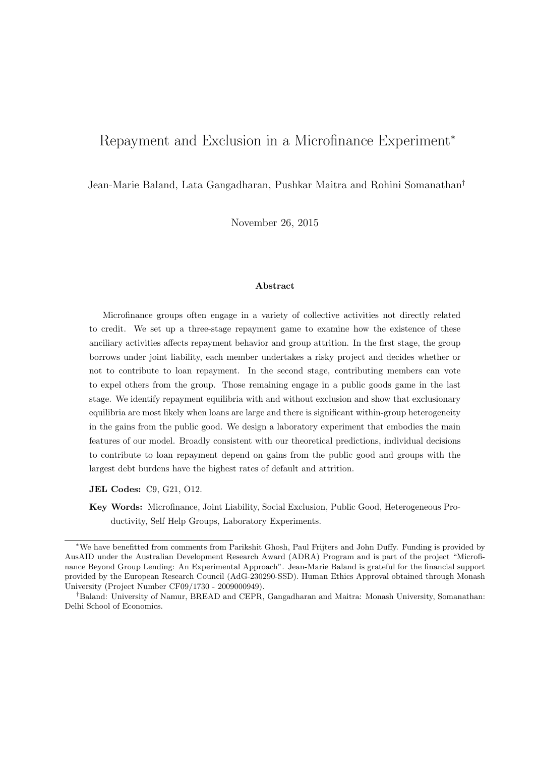# Repayment and Exclusion in a Microfinance Experiment[*]

Jean-Marie Baland, Lata Gangadharan, Pushkar Maitra and Rohini Somanathan[†]

November 26, 2015

### Abstract

Microfinance groups often engage in a variety of collective activities not directly related to credit. We set up a three-stage repayment game to examine how the existence of these anciliary activities affects repayment behavior and group attrition. In the first stage, the group borrows under joint liability, each member undertakes a risky project and decides whether or not to contribute to loan repayment. In the second stage, contributing members can vote to expel others from the group. Those remaining engage in a public goods game in the last stage. We identify repayment equilibria with and without exclusion and show that exclusionary equilibria are most likely when loans are large and there is significant within-group heterogeneity in the gains from the public good. We design a laboratory experiment that embodies the main features of our model. Broadly consistent with our theoretical predictions, individual decisions to contribute to loan repayment depend on gains from the public good and groups with the largest debt burdens have the highest rates of default and attrition.

**JEL Codes:** C9, G21, O12.

**Key Words:** Microfinance, Joint Liability, Social Exclusion, Public Good, Heterogeneous Productivity, Self Help Groups, Laboratory Experiments.

---

[*] We have benefitted from comments from Parikshit Ghosh, Paul Frijters and John Duffy. Funding is provided by AusAID under the Australian Development Research Award (ADRA) Program and is part of the project "Microfinance Beyond Group Lending: An Experimental Approach". Jean-Marie Baland is grateful for the financial support provided by the European Research Council (AdG-230290-SSD). Human Ethics Approval obtained through Monash University (Project Number CF09/1730 - 2009000949).

[†] Baland: University of Namur, BREAD and CEPR, Gangadharan and Maitra: Monash University, Somanathan: Delhi School of Economics.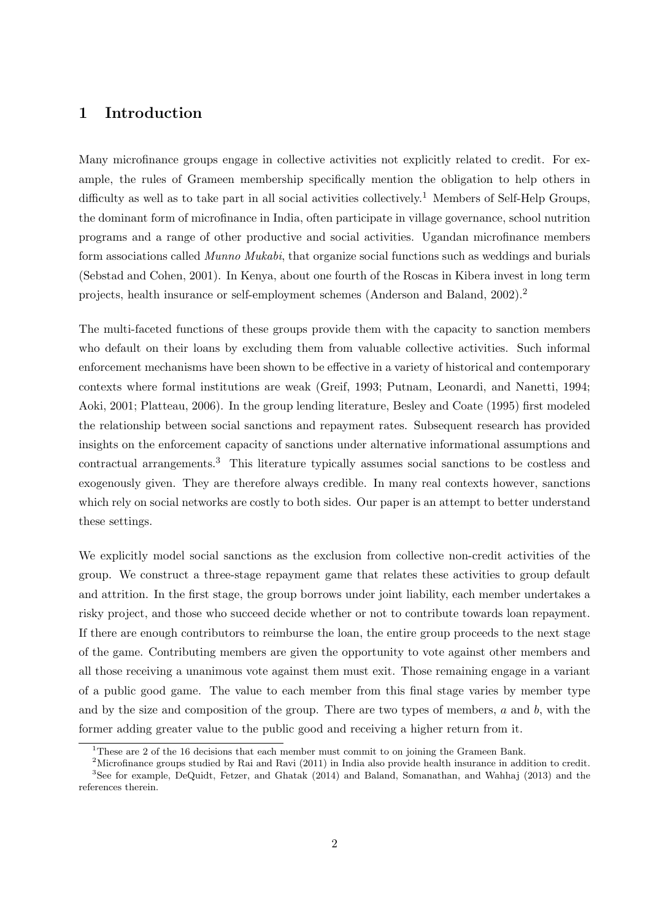# 1 Introduction

Many microfinance groups engage in collective activities not explicitly related to credit. For example, the rules of Grameen membership specifically mention the obligation to help others in difficulty as well as to take part in all social activities collectively.[1] Members of Self-Help Groups, the dominant form of microfinance in India, often participate in village governance, school nutrition programs and a range of other productive and social activities. Ugandan microfinance members form associations called *Munno Mukabi*, that organize social functions such as weddings and burials (Sebstad and Cohen, 2001). In Kenya, about one fourth of the Roscas in Kibera invest in long term projects, health insurance or self-employment schemes (Anderson and Baland, 2002).[2]

The multi-faceted functions of these groups provide them with the capacity to sanction members who default on their loans by excluding them from valuable collective activities. Such informal enforcement mechanisms have been shown to be effective in a variety of historical and contemporary contexts where formal institutions are weak (Greif, 1993; Putnam, Leonardi, and Nanetti, 1994; Aoki, 2001; Platteau, 2006). In the group lending literature, Besley and Coate (1995) first modeled the relationship between social sanctions and repayment rates. Subsequent research has provided insights on the enforcement capacity of sanctions under alternative informational assumptions and contractual arrangements.[3] This literature typically assumes social sanctions to be costless and exogenously given. They are therefore always credible. In many real contexts however, sanctions which rely on social networks are costly to both sides. Our paper is an attempt to better understand these settings.

We explicitly model social sanctions as the exclusion from collective non-credit activities of the group. We construct a three-stage repayment game that relates these activities to group default and attrition. In the first stage, the group borrows under joint liability, each member undertakes a risky project, and those who succeed decide whether or not to contribute towards loan repayment. If there are enough contributors to reimburse the loan, the entire group proceeds to the next stage of the game. Contributing members are given the opportunity to vote against other members and all those receiving a unanimous vote against them must exit. Those remaining engage in a variant of a public good game. The value to each member from this final stage varies by member type and by the size and composition of the group. There are two types of members, $a$ and $b$, with the former adding greater value to the public good and receiving a higher return from it.

[1] These are 2 of the 16 decisions that each member must commit to on joining the Grameen Bank.

[2] Microfinance groups studied by Rai and Ravi (2011) in India also provide health insurance in addition to credit.

[3] See for example, DeQuidt, Fetzer, and Ghatak (2014) and Baland, Somanathan, and Wahhaj (2013) and the references therein.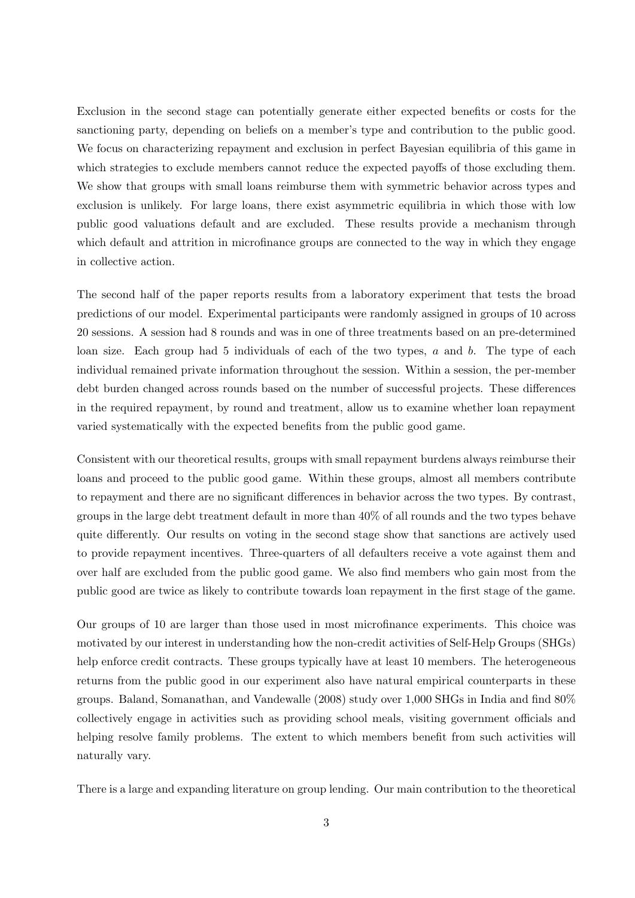Exclusion in the second stage can potentially generate either expected benefits or costs for the sanctioning party, depending on beliefs on a member's type and contribution to the public good. We focus on characterizing repayment and exclusion in perfect Bayesian equilibria of this game in which strategies to exclude members cannot reduce the expected payoffs of those excluding them. We show that groups with small loans reimburse them with symmetric behavior across types and exclusion is unlikely. For large loans, there exist asymmetric equilibria in which those with low public good valuations default and are excluded. These results provide a mechanism through which default and attrition in microfinance groups are connected to the way in which they engage in collective action.

The second half of the paper reports results from a laboratory experiment that tests the broad predictions of our model. Experimental participants were randomly assigned in groups of 10 across 20 sessions. A session had 8 rounds and was in one of three treatments based on an pre-determined loan size. Each group had 5 individuals of each of the two types, $a$ and $b$. The type of each individual remained private information throughout the session. Within a session, the per-member debt burden changed across rounds based on the number of successful projects. These differences in the required repayment, by round and treatment, allow us to examine whether loan repayment varied systematically with the expected benefits from the public good game.

Consistent with our theoretical results, groups with small repayment burdens always reimburse their loans and proceed to the public good game. Within these groups, almost all members contribute to repayment and there are no significant differences in behavior across the two types. By contrast, groups in the large debt treatment default in more than 40% of all rounds and the two types behave quite differently. Our results on voting in the second stage show that sanctions are actively used to provide repayment incentives. Three-quarters of all defaulters receive a vote against them and over half are excluded from the public good game. We also find members who gain most from the public good are twice as likely to contribute towards loan repayment in the first stage of the game.

Our groups of 10 are larger than those used in most microfinance experiments. This choice was motivated by our interest in understanding how the non-credit activities of Self-Help Groups (SHGs) help enforce credit contracts. These groups typically have at least 10 members. The heterogeneous returns from the public good in our experiment also have natural empirical counterparts in these groups. Baland, Somanathan, and Vandewalle (2008) study over 1,000 SHGs in India and find 80% collectively engage in activities such as providing school meals, visiting government officials and helping resolve family problems. The extent to which members benefit from such activities will naturally vary.

There is a large and expanding literature on group lending. Our main contribution to the theoretical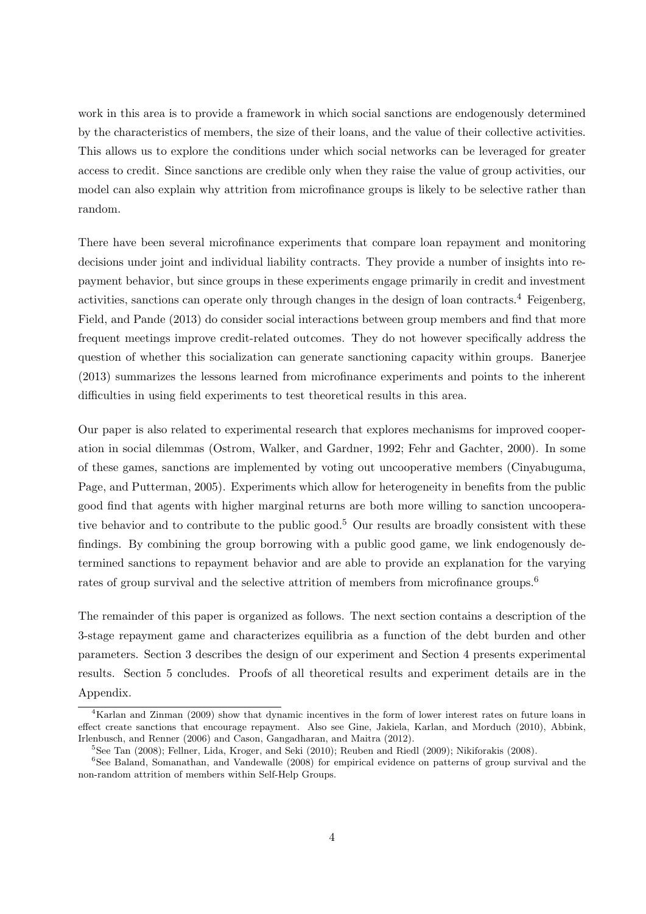work in this area is to provide a framework in which social sanctions are endogenously determined by the characteristics of members, the size of their loans, and the value of their collective activities. This allows us to explore the conditions under which social networks can be leveraged for greater access to credit. Since sanctions are credible only when they raise the value of group activities, our model can also explain why attrition from microfinance groups is likely to be selective rather than random.

There have been several microfinance experiments that compare loan repayment and monitoring decisions under joint and individual liability contracts. They provide a number of insights into repayment behavior, but since groups in these experiments engage primarily in credit and investment activities, sanctions can operate only through changes in the design of loan contracts.[4] Feigenberg, Field, and Pande (2013) do consider social interactions between group members and find that more frequent meetings improve credit-related outcomes. They do not however specifically address the question of whether this socialization can generate sanctioning capacity within groups. Banerjee (2013) summarizes the lessons learned from microfinance experiments and points to the inherent difficulties in using field experiments to test theoretical results in this area.

Our paper is also related to experimental research that explores mechanisms for improved cooperation in social dilemmas (Ostrom, Walker, and Gardner, 1992; Fehr and Gachter, 2000). In some of these games, sanctions are implemented by voting out uncooperative members (Cinyabuguma, Page, and Putterman, 2005). Experiments which allow for heterogeneity in benefits from the public good find that agents with higher marginal returns are both more willing to sanction uncooperative behavior and to contribute to the public good.[5] Our results are broadly consistent with these findings. By combining the group borrowing with a public good game, we link endogenously determined sanctions to repayment behavior and are able to provide an explanation for the varying rates of group survival and the selective attrition of members from microfinance groups.[6]

The remainder of this paper is organized as follows. The next section contains a description of the 3-stage repayment game and characterizes equilibria as a function of the debt burden and other parameters. Section 3 describes the design of our experiment and Section 4 presents experimental results. Section 5 concludes. Proofs of all theoretical results and experiment details are in the Appendix.

[4] Karlan and Zinman (2009) show that dynamic incentives in the form of lower interest rates on future loans in effect create sanctions that encourage repayment. Also see Gine, Jakiela, Karlan, and Morduch (2010), Abbink, Irlenbusch, and Renner (2006) and Cason, Gangadharan, and Maitra (2012).

[5] See Tan (2008); Fellner, Lida, Kroger, and Seki (2010); Reuben and Riedl (2009); Nikiforakis (2008).

[6] See Baland, Somanathan, and Vandewalle (2008) for empirical evidence on patterns of group survival and the non-random attrition of members within Self-Help Groups.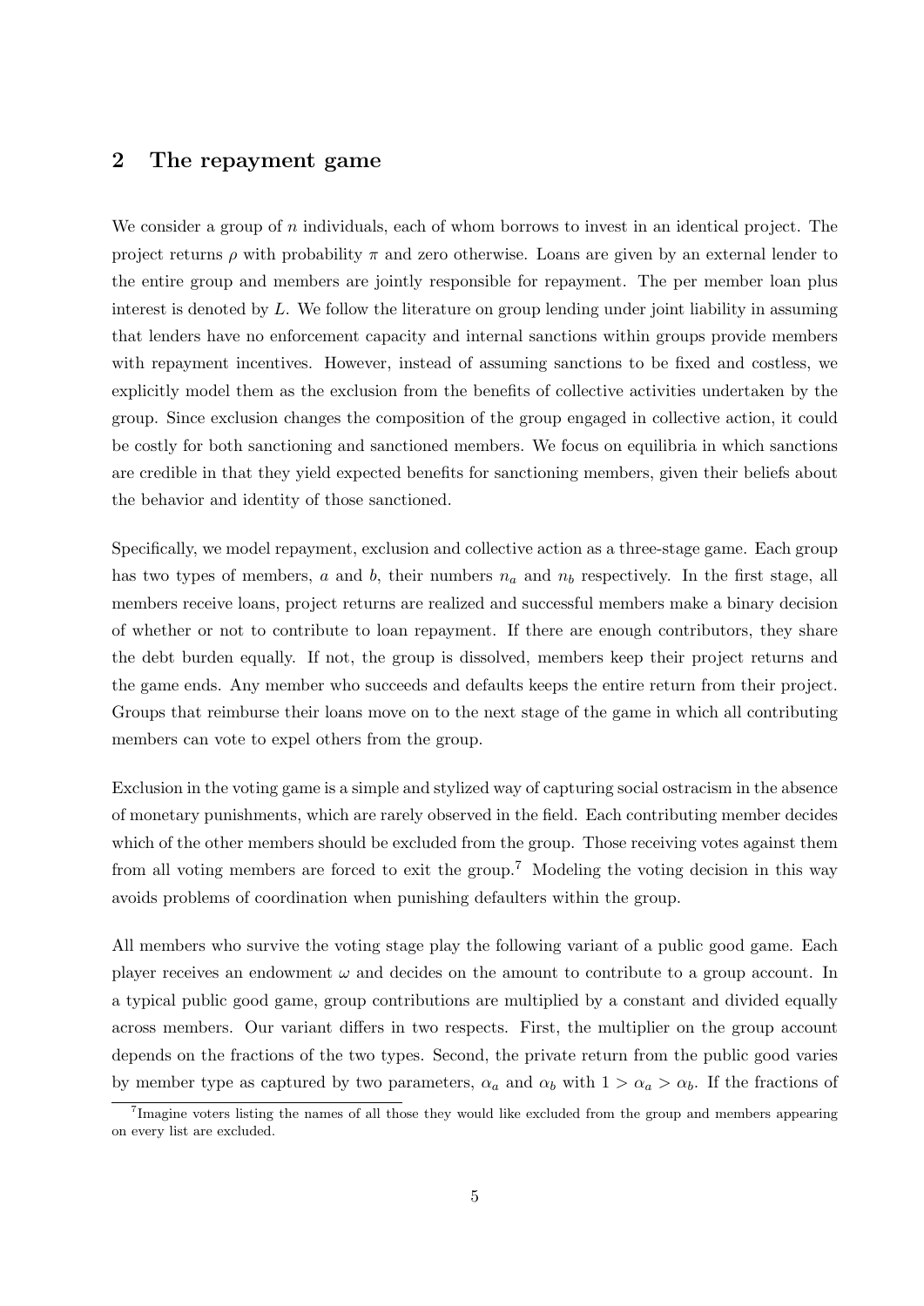## 2 The repayment game

We consider a group of $n$ individuals, each of whom borrows to invest in an identical project. The project returns $\rho$ with probability $\pi$ and zero otherwise. Loans are given by an external lender to the entire group and members are jointly responsible for repayment. The per member loan plus interest is denoted by $L$. We follow the literature on group lending under joint liability in assuming that lenders have no enforcement capacity and internal sanctions within groups provide members with repayment incentives. However, instead of assuming sanctions to be fixed and costless, we explicitly model them as the exclusion from the benefits of collective activities undertaken by the group. Since exclusion changes the composition of the group engaged in collective action, it could be costly for both sanctioning and sanctioned members. We focus on equilibria in which sanctions are credible in that they yield expected benefits for sanctioning members, given their beliefs about the behavior and identity of those sanctioned.

Specifically, we model repayment, exclusion and collective action as a three-stage game. Each group has two types of members, $a$ and $b$, their numbers $n_a$ and $n_b$ respectively. In the first stage, all members receive loans, project returns are realized and successful members make a binary decision of whether or not to contribute to loan repayment. If there are enough contributors, they share the debt burden equally. If not, the group is dissolved, members keep their project returns and the game ends. Any member who succeeds and defaults keeps the entire return from their project. Groups that reimburse their loans move on to the next stage of the game in which all contributing members can vote to expel others from the group.

Exclusion in the voting game is a simple and stylized way of capturing social ostracism in the absence of monetary punishments, which are rarely observed in the field. Each contributing member decides which of the other members should be excluded from the group. Those receiving votes against them from all voting members are forced to exit the group.[7] Modeling the voting decision in this way avoids problems of coordination when punishing defaulters within the group.

All members who survive the voting stage play the following variant of a public good game. Each player receives an endowment $\omega$ and decides on the amount to contribute to a group account. In a typical public good game, group contributions are multiplied by a constant and divided equally across members. Our variant differs in two respects. First, the multiplier on the group account depends on the fractions of the two types. Second, the private return from the public good varies by member type as captured by two parameters, $\alpha_a$ and $\alpha_b$ with $1 > \alpha_a > \alpha_b$. If the fractions of

[7] Imagine voters listing the names of all those they would like excluded from the group and members appearing on every list are excluded.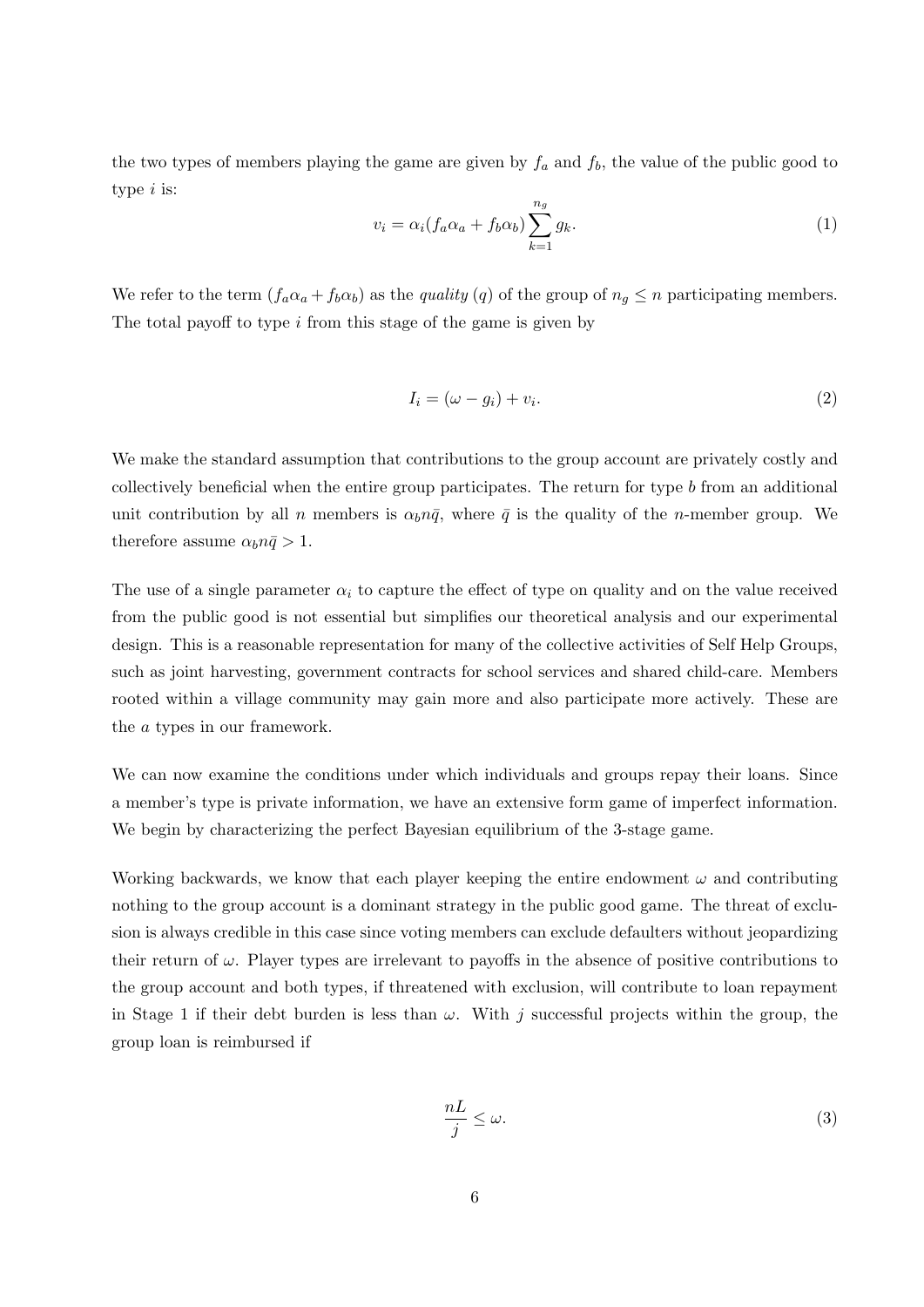the two types of members playing the game are given by $f_a$ and $f_b$, the value of the public good to type $i$ is:

$$v_i = \alpha_i(f_a\alpha_a + f_b\alpha_b)\sum_{k=1}^{n_g} g_k. \tag{1}$$

We refer to the term $(f_a\alpha_a + f_b\alpha_b)$ as the *quality* $(q)$ of the group of $n_g \leq n$ participating members. The total payoff to type $i$ from this stage of the game is given by

$$I_i = (\omega - g_i) + v_i. \tag{2}$$

We make the standard assumption that contributions to the group account are privately costly and collectively beneficial when the entire group participates. The return for type $b$ from an additional unit contribution by all $n$ members is $\alpha_b n\bar{q}$, where $\bar{q}$ is the quality of the $n$-member group. We therefore assume $\alpha_b n\bar{q} > 1$.

The use of a single parameter $\alpha_i$ to capture the effect of type on quality and on the value received from the public good is not essential but simplifies our theoretical analysis and our experimental design. This is a reasonable representation for many of the collective activities of Self Help Groups, such as joint harvesting, government contracts for school services and shared child-care. Members rooted within a village community may gain more and also participate more actively. These are the $a$ types in our framework.

We can now examine the conditions under which individuals and groups repay their loans. Since a member's type is private information, we have an extensive form game of imperfect information. We begin by characterizing the perfect Bayesian equilibrium of the 3-stage game.

Working backwards, we know that each player keeping the entire endowment $\omega$ and contributing nothing to the group account is a dominant strategy in the public good game. The threat of exclusion is always credible in this case since voting members can exclude defaulters without jeopardizing their return of $\omega$. Player types are irrelevant to payoffs in the absence of positive contributions to the group account and both types, if threatened with exclusion, will contribute to loan repayment in Stage 1 if their debt burden is less than $\omega$. With $j$ successful projects within the group, the group loan is reimbursed if

$$\frac{nL}{j} \leq \omega. \tag{3}$$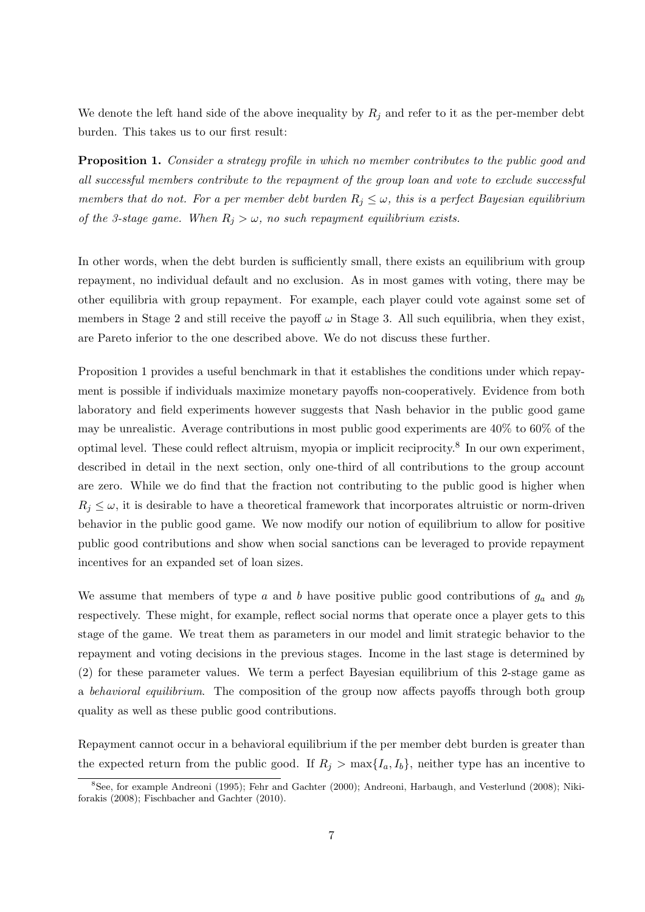We denote the left hand side of the above inequality by $R_j$ and refer to it as the per-member debt burden. This takes us to our first result:

**Proposition 1.** *Consider a strategy profile in which no member contributes to the public good and all successful members contribute to the repayment of the group loan and vote to exclude successful members that do not. For a per member debt burden $R_j \leq \omega$, this is a perfect Bayesian equilibrium of the 3-stage game. When $R_j > \omega$, no such repayment equilibrium exists.*

In other words, when the debt burden is sufficiently small, there exists an equilibrium with group repayment, no individual default and no exclusion. As in most games with voting, there may be other equilibria with group repayment. For example, each player could vote against some set of members in Stage 2 and still receive the payoff $\omega$ in Stage 3. All such equilibria, when they exist, are Pareto inferior to the one described above. We do not discuss these further.

Proposition 1 provides a useful benchmark in that it establishes the conditions under which repayment is possible if individuals maximize monetary payoffs non-cooperatively. Evidence from both laboratory and field experiments however suggests that Nash behavior in the public good game may be unrealistic. Average contributions in most public good experiments are 40% to 60% of the optimal level. These could reflect altruism, myopia or implicit reciprocity.[8] In our own experiment, described in detail in the next section, only one-third of all contributions to the group account are zero. While we do find that the fraction not contributing to the public good is higher when $R_j \leq \omega$, it is desirable to have a theoretical framework that incorporates altruistic or norm-driven behavior in the public good game. We now modify our notion of equilibrium to allow for positive public good contributions and show when social sanctions can be leveraged to provide repayment incentives for an expanded set of loan sizes.

We assume that members of type $a$ and $b$ have positive public good contributions of $g_a$ and $g_b$ respectively. These might, for example, reflect social norms that operate once a player gets to this stage of the game. We treat them as parameters in our model and limit strategic behavior to the repayment and voting decisions in the previous stages. Income in the last stage is determined by (2) for these parameter values. We term a perfect Bayesian equilibrium of this 2-stage game as a *behavioral equilibrium*. The composition of the group now affects payoffs through both group quality as well as these public good contributions.

Repayment cannot occur in a behavioral equilibrium if the per member debt burden is greater than the expected return from the public good. If $R_j > \max\{I_a, I_b\}$, neither type has an incentive to

[8] See, for example Andreoni (1995); Fehr and Gachter (2000); Andreoni, Harbaugh, and Vesterlund (2008); Nikiforakis (2008); Fischbacher and Gachter (2010).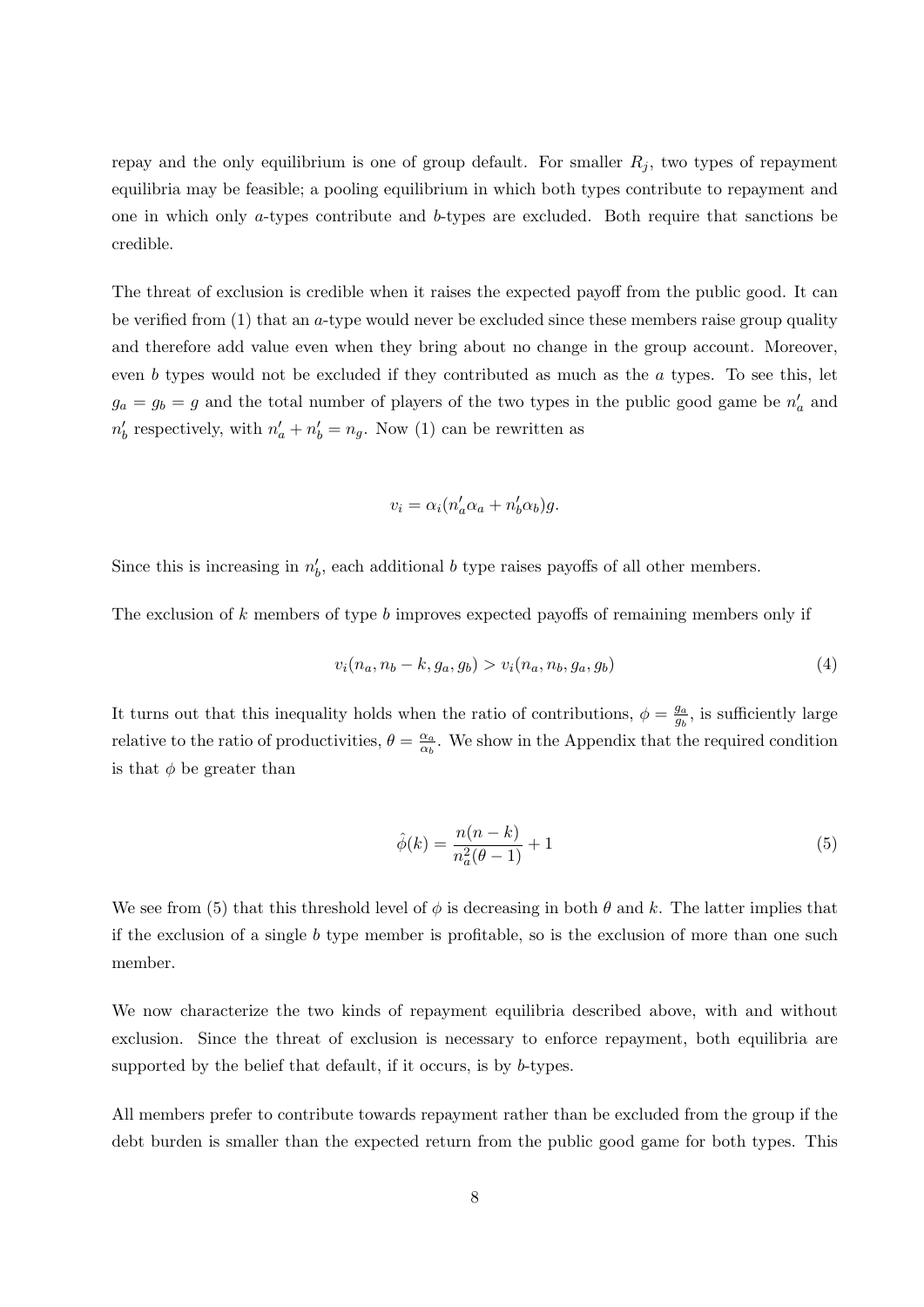repay and the only equilibrium is one of group default. For smaller $R_j$, two types of repayment equilibria may be feasible; a pooling equilibrium in which both types contribute to repayment and one in which only $a$-types contribute and $b$-types are excluded. Both require that sanctions be credible.

The threat of exclusion is credible when it raises the expected payoff from the public good. It can be verified from (1) that an $a$-type would never be excluded since these members raise group quality and therefore add value even when they bring about no change in the group account. Moreover, even $b$ types would not be excluded if they contributed as much as the $a$ types. To see this, let $g_a = g_b = g$ and the total number of players of the two types in the public good game be $n'_a$ and $n'_b$ respectively, with $n'_a + n'_b = n_g$. Now (1) can be rewritten as

$$v_i = \alpha_i(n'_a\alpha_a + n'_b\alpha_b)g.$$

Since this is increasing in $n'_b$, each additional $b$ type raises payoffs of all other members.

The exclusion of $k$ members of type $b$ improves expected payoffs of remaining members only if

$$v_i(n_a, n_b - k, g_a, g_b) > v_i(n_a, n_b, g_a, g_b) \tag{4}$$

It turns out that this inequality holds when the ratio of contributions, $\phi = \frac{g_a}{g_b}$, is sufficiently large relative to the ratio of productivities, $\theta = \frac{\alpha_a}{\alpha_b}$. We show in the Appendix that the required condition is that $\phi$ be greater than

$$\hat{\phi}(k) = \frac{n(n-k)}{n_a^2(\theta - 1)} + 1 \tag{5}$$

We see from (5) that this threshold level of $\phi$ is decreasing in both $\theta$ and $k$. The latter implies that if the exclusion of a single $b$ type member is profitable, so is the exclusion of more than one such member.

We now characterize the two kinds of repayment equilibria described above, with and without exclusion. Since the threat of exclusion is necessary to enforce repayment, both equilibria are supported by the belief that default, if it occurs, is by $b$-types.

All members prefer to contribute towards repayment rather than be excluded from the group if the debt burden is smaller than the expected return from the public good game for both types. This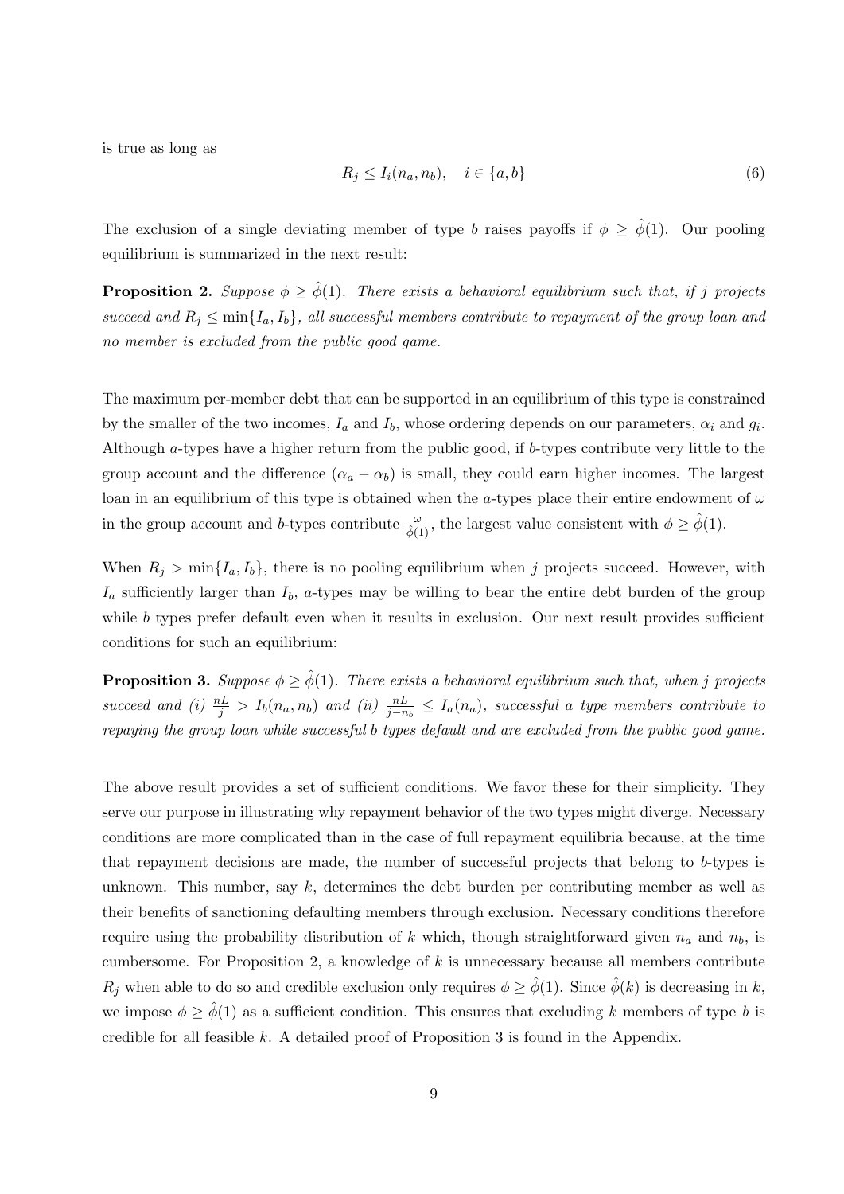is true as long as

$$R_j \leq I_i(n_a, n_b), \quad i \in \{a, b\} \tag{6}$$

The exclusion of a single deviating member of type $b$ raises payoffs if $\phi \geq \hat{\phi}(1)$. Our pooling equilibrium is summarized in the next result:

**Proposition 2.** *Suppose $\phi \geq \hat{\phi}(1)$. There exists a behavioral equilibrium such that, if $j$ projects succeed and $R_j \leq \min\{I_a, I_b\}$, all successful members contribute to repayment of the group loan and no member is excluded from the public good game.*

The maximum per-member debt that can be supported in an equilibrium of this type is constrained by the smaller of the two incomes, $I_a$ and $I_b$, whose ordering depends on our parameters, $\alpha_i$ and $g_i$. Although $a$-types have a higher return from the public good, if $b$-types contribute very little to the group account and the difference $(\alpha_a - \alpha_b)$ is small, they could earn higher incomes. The largest loan in an equilibrium of this type is obtained when the $a$-types place their entire endowment of $\omega$ in the group account and $b$-types contribute $\frac{\omega}{\hat{\phi}(1)}$, the largest value consistent with $\phi \geq \hat{\phi}(1)$.

When $R_j > \min\{I_a, I_b\}$, there is no pooling equilibrium when $j$ projects succeed. However, with $I_a$ sufficiently larger than $I_b$, $a$-types may be willing to bear the entire debt burden of the group while $b$ types prefer default even when it results in exclusion. Our next result provides sufficient conditions for such an equilibrium:

**Proposition 3.** *Suppose $\phi \geq \hat{\phi}(1)$. There exists a behavioral equilibrium such that, when $j$ projects succeed and (i) $\frac{nL}{j} > I_b(n_a, n_b)$ and (ii) $\frac{nL}{j-n_b} \leq I_a(n_a)$, successful $a$ type members contribute to repaying the group loan while successful $b$ types default and are excluded from the public good game.*

The above result provides a set of sufficient conditions. We favor these for their simplicity. They serve our purpose in illustrating why repayment behavior of the two types might diverge. Necessary conditions are more complicated than in the case of full repayment equilibria because, at the time that repayment decisions are made, the number of successful projects that belong to $b$-types is unknown. This number, say $k$, determines the debt burden per contributing member as well as their benefits of sanctioning defaulting members through exclusion. Necessary conditions therefore require using the probability distribution of $k$ which, though straightforward given $n_a$ and $n_b$, is cumbersome. For Proposition 2, a knowledge of $k$ is unnecessary because all members contribute $R_j$ when able to do so and credible exclusion only requires $\phi \geq \hat{\phi}(1)$. Since $\hat{\phi}(k)$ is decreasing in $k$, we impose $\phi \geq \hat{\phi}(1)$ as a sufficient condition. This ensures that excluding $k$ members of type $b$ is credible for all feasible $k$. A detailed proof of Proposition 3 is found in the Appendix.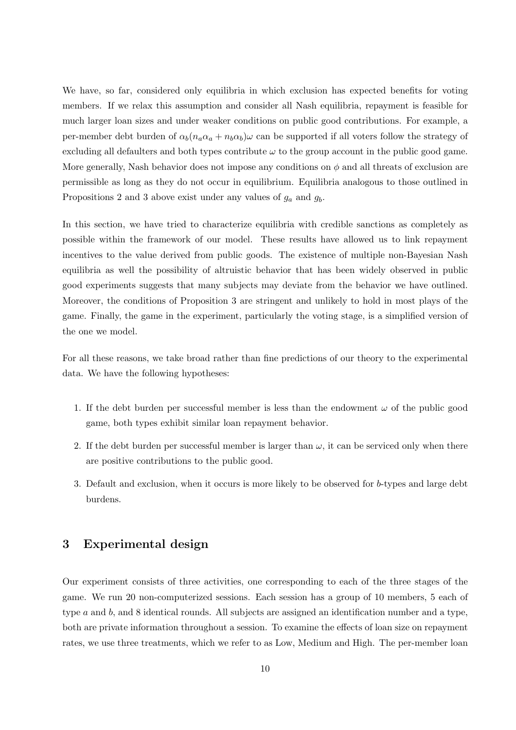We have, so far, considered only equilibria in which exclusion has expected benefits for voting members. If we relax this assumption and consider all Nash equilibria, repayment is feasible for much larger loan sizes and under weaker conditions on public good contributions. For example, a per-member debt burden of $\alpha_b(n_a\alpha_a + n_b\alpha_b)\omega$ can be supported if all voters follow the strategy of excluding all defaulters and both types contribute $\omega$ to the group account in the public good game. More generally, Nash behavior does not impose any conditions on $\phi$ and all threats of exclusion are permissible as long as they do not occur in equilibrium. Equilibria analogous to those outlined in Propositions 2 and 3 above exist under any values of $g_a$ and $g_b$.

In this section, we have tried to characterize equilibria with credible sanctions as completely as possible within the framework of our model. These results have allowed us to link repayment incentives to the value derived from public goods. The existence of multiple non-Bayesian Nash equilibria as well the possibility of altruistic behavior that has been widely observed in public good experiments suggests that many subjects may deviate from the behavior we have outlined. Moreover, the conditions of Proposition 3 are stringent and unlikely to hold in most plays of the game. Finally, the game in the experiment, particularly the voting stage, is a simplified version of the one we model.

For all these reasons, we take broad rather than fine predictions of our theory to the experimental data. We have the following hypotheses:

1. If the debt burden per successful member is less than the endowment $\omega$ of the public good game, both types exhibit similar loan repayment behavior.
2. If the debt burden per successful member is larger than $\omega$, it can be serviced only when there are positive contributions to the public good.
3. Default and exclusion, when it occurs is more likely to be observed for $b$-types and large debt burdens.

# 3 Experimental design

Our experiment consists of three activities, one corresponding to each of the three stages of the game. We run 20 non-computerized sessions. Each session has a group of 10 members, 5 each of type $a$ and $b$, and 8 identical rounds. All subjects are assigned an identification number and a type, both are private information throughout a session. To examine the effects of loan size on repayment rates, we use three treatments, which we refer to as Low, Medium and High. The per-member loan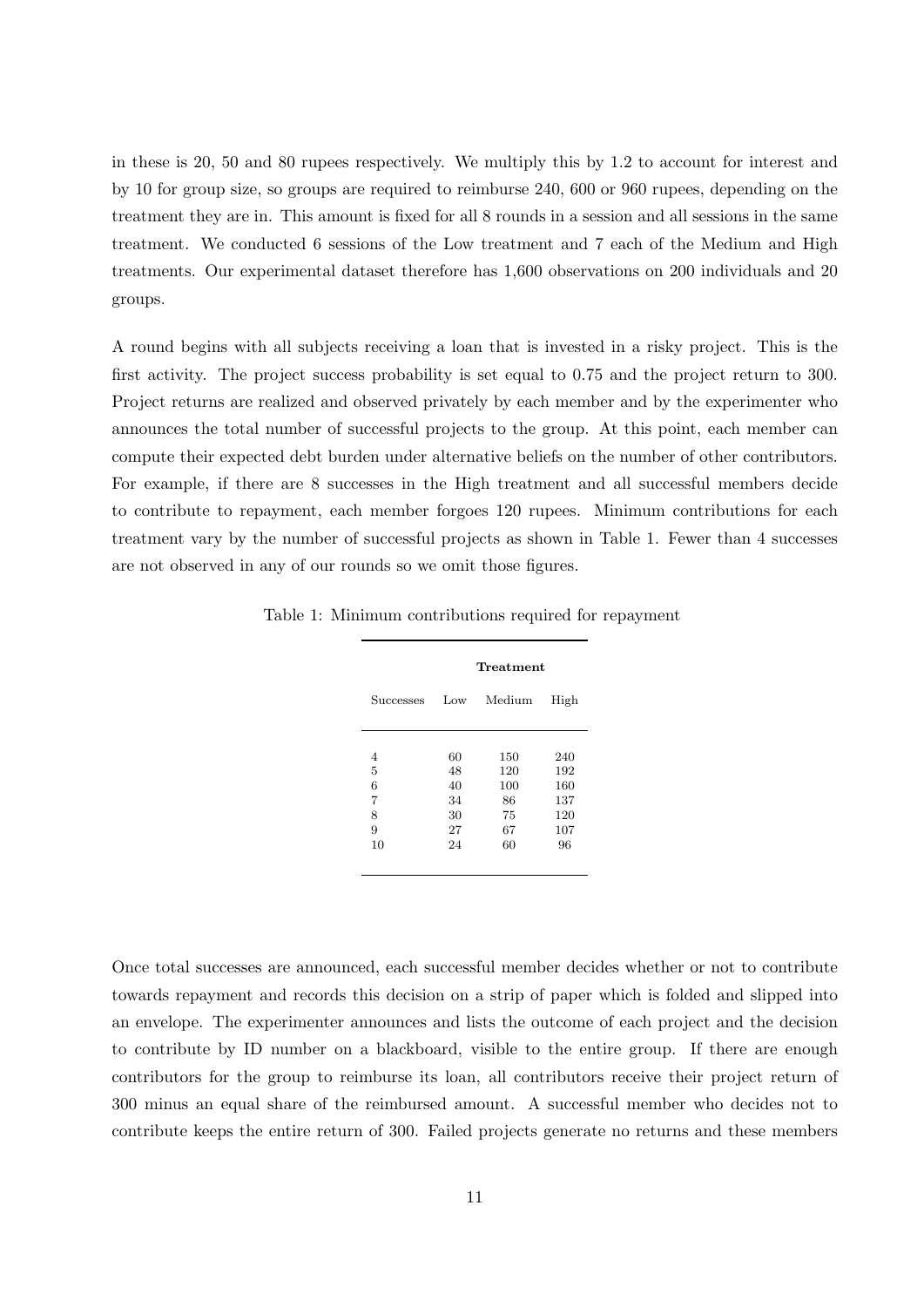in these is 20, 50 and 80 rupees respectively. We multiply this by 1.2 to account for interest and by 10 for group size, so groups are required to reimburse 240, 600 or 960 rupees, depending on the treatment they are in. This amount is fixed for all 8 rounds in a session and all sessions in the same treatment. We conducted 6 sessions of the Low treatment and 7 each of the Medium and High treatments. Our experimental dataset therefore has 1,600 observations on 200 individuals and 20 groups.

A round begins with all subjects receiving a loan that is invested in a risky project. This is the first activity. The project success probability is set equal to 0.75 and the project return to 300. Project returns are realized and observed privately by each member and by the experimenter who announces the total number of successful projects to the group. At this point, each member can compute their expected debt burden under alternative beliefs on the number of other contributors. For example, if there are 8 successes in the High treatment and all successful members decide to contribute to repayment, each member forgoes 120 rupees. Minimum contributions for each treatment vary by the number of successful projects as shown in Table 1. Fewer than 4 successes are not observed in any of our rounds so we omit those figures.

Table 1: Minimum contributions required for repayment

| | **Treatment** | | |
|---|---|---|---|
| Successes | Low | Medium | High |
| 4 | 60 | 150 | 240 |
| 5 | 48 | 120 | 192 |
| 6 | 40 | 100 | 160 |
| 7 | 34 | 86 | 137 |
| 8 | 30 | 75 | 120 |
| 9 | 27 | 67 | 107 |
| 10 | 24 | 60 | 96 |

Once total successes are announced, each successful member decides whether or not to contribute towards repayment and records this decision on a strip of paper which is folded and slipped into an envelope. The experimenter announces and lists the outcome of each project and the decision to contribute by ID number on a blackboard, visible to the entire group. If there are enough contributors for the group to reimburse its loan, all contributors receive their project return of 300 minus an equal share of the reimbursed amount. A successful member who decides not to contribute keeps the entire return of 300. Failed projects generate no returns and these members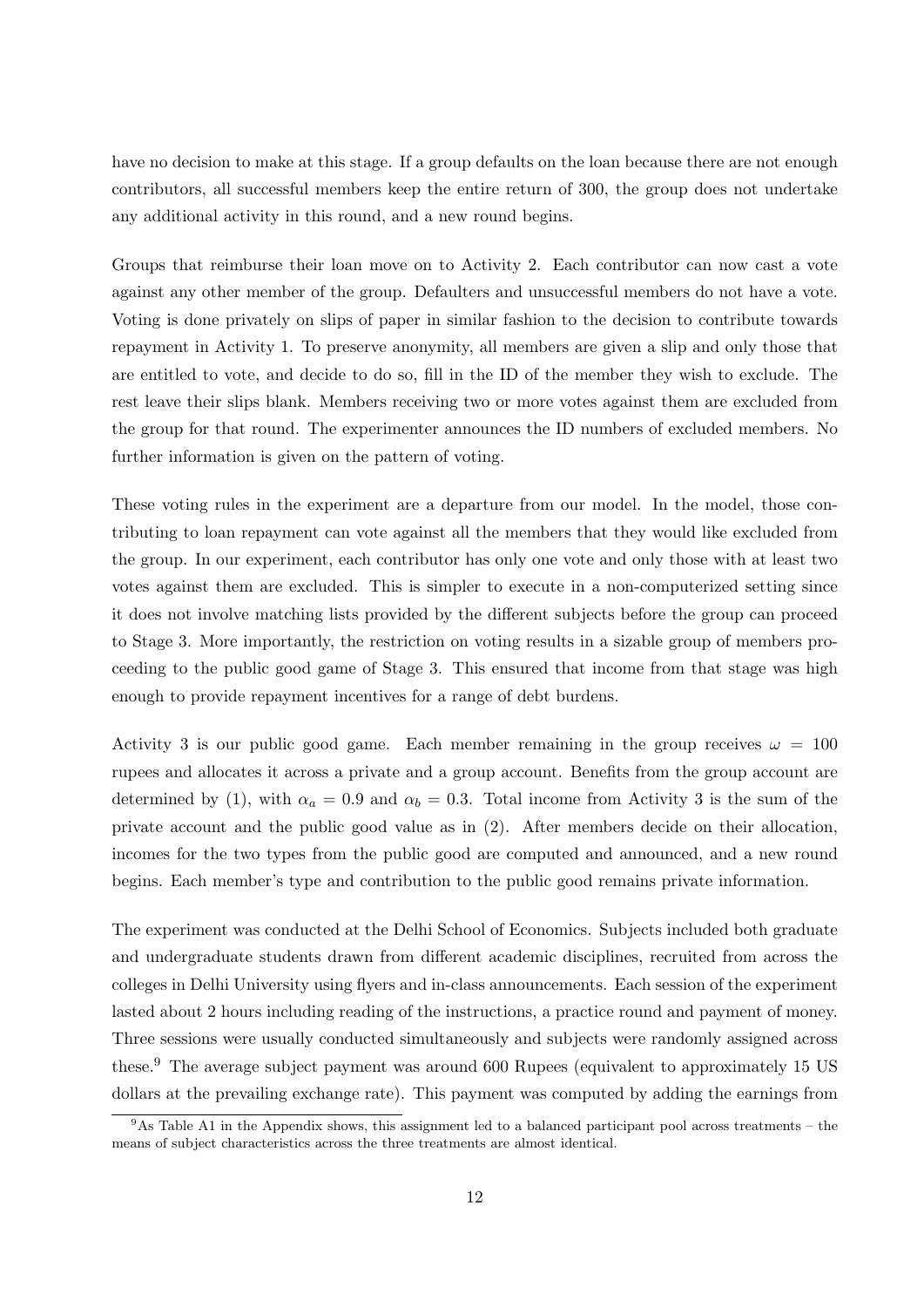have no decision to make at this stage. If a group defaults on the loan because there are not enough contributors, all successful members keep the entire return of 300, the group does not undertake any additional activity in this round, and a new round begins.

Groups that reimburse their loan move on to Activity 2. Each contributor can now cast a vote against any other member of the group. Defaulters and unsuccessful members do not have a vote. Voting is done privately on slips of paper in similar fashion to the decision to contribute towards repayment in Activity 1. To preserve anonymity, all members are given a slip and only those that are entitled to vote, and decide to do so, fill in the ID of the member they wish to exclude. The rest leave their slips blank. Members receiving two or more votes against them are excluded from the group for that round. The experimenter announces the ID numbers of excluded members. No further information is given on the pattern of voting.

These voting rules in the experiment are a departure from our model. In the model, those contributing to loan repayment can vote against all the members that they would like excluded from the group. In our experiment, each contributor has only one vote and only those with at least two votes against them are excluded. This is simpler to execute in a non-computerized setting since it does not involve matching lists provided by the different subjects before the group can proceed to Stage 3. More importantly, the restriction on voting results in a sizable group of members proceeding to the public good game of Stage 3. This ensured that income from that stage was high enough to provide repayment incentives for a range of debt burdens.

Activity 3 is our public good game. Each member remaining in the group receives $\omega = 100$ rupees and allocates it across a private and a group account. Benefits from the group account are determined by (1), with $\alpha_a = 0.9$ and $\alpha_b = 0.3$. Total income from Activity 3 is the sum of the private account and the public good value as in (2). After members decide on their allocation, incomes for the two types from the public good are computed and announced, and a new round begins. Each member's type and contribution to the public good remains private information.

The experiment was conducted at the Delhi School of Economics. Subjects included both graduate and undergraduate students drawn from different academic disciplines, recruited from across the colleges in Delhi University using flyers and in-class announcements. Each session of the experiment lasted about 2 hours including reading of the instructions, a practice round and payment of money. Three sessions were usually conducted simultaneously and subjects were randomly assigned across these.[9] The average subject payment was around 600 Rupees (equivalent to approximately 15 US dollars at the prevailing exchange rate). This payment was computed by adding the earnings from

[9]As Table A1 in the Appendix shows, this assignment led to a balanced participant pool across treatments – the means of subject characteristics across the three treatments are almost identical.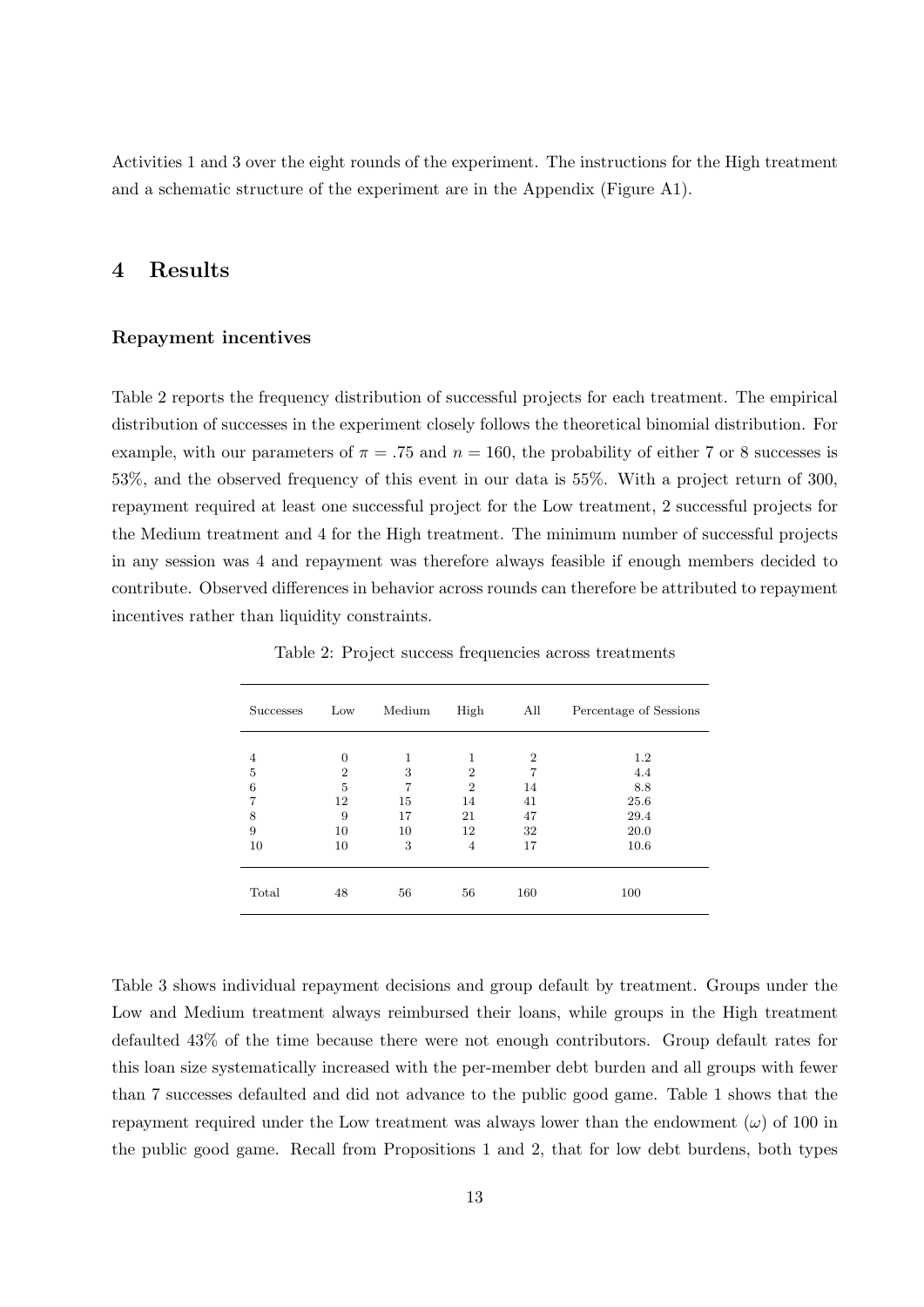Activities 1 and 3 over the eight rounds of the experiment. The instructions for the High treatment and a schematic structure of the experiment are in the Appendix (Figure A1).

# 4 Results

### Repayment incentives

Table 2 reports the frequency distribution of successful projects for each treatment. The empirical distribution of successes in the experiment closely follows the theoretical binomial distribution. For example, with our parameters of $\pi = .75$ and $n = 160$, the probability of either 7 or 8 successes is 53%, and the observed frequency of this event in our data is 55%. With a project return of 300, repayment required at least one successful project for the Low treatment, 2 successful projects for the Medium treatment and 4 for the High treatment. The minimum number of successful projects in any session was 4 and repayment was therefore always feasible if enough members decided to contribute. Observed differences in behavior across rounds can therefore be attributed to repayment incentives rather than liquidity constraints.

Table 2: Project success frequencies across treatments

| Successes | Low | Medium | High | All | Percentage of Sessions |
|---|---|---|---|---|---|
| 4 | 0 | 1 | 1 | 2 | 1.2 |
| 5 | 2 | 3 | 2 | 7 | 4.4 |
| 6 | 5 | 7 | 2 | 14 | 8.8 |
| 7 | 12 | 15 | 14 | 41 | 25.6 |
| 8 | 9 | 17 | 21 | 47 | 29.4 |
| 9 | 10 | 10 | 12 | 32 | 20.0 |
| 10 | 10 | 3 | 4 | 17 | 10.6 |
| Total | 48 | 56 | 56 | 160 | 100 |

Table 3 shows individual repayment decisions and group default by treatment. Groups under the Low and Medium treatment always reimbursed their loans, while groups in the High treatment defaulted 43% of the time because there were not enough contributors. Group default rates for this loan size systematically increased with the per-member debt burden and all groups with fewer than 7 successes defaulted and did not advance to the public good game. Table 1 shows that the repayment required under the Low treatment was always lower than the endowment ($\omega$) of 100 in the public good game. Recall from Propositions 1 and 2, that for low debt burdens, both types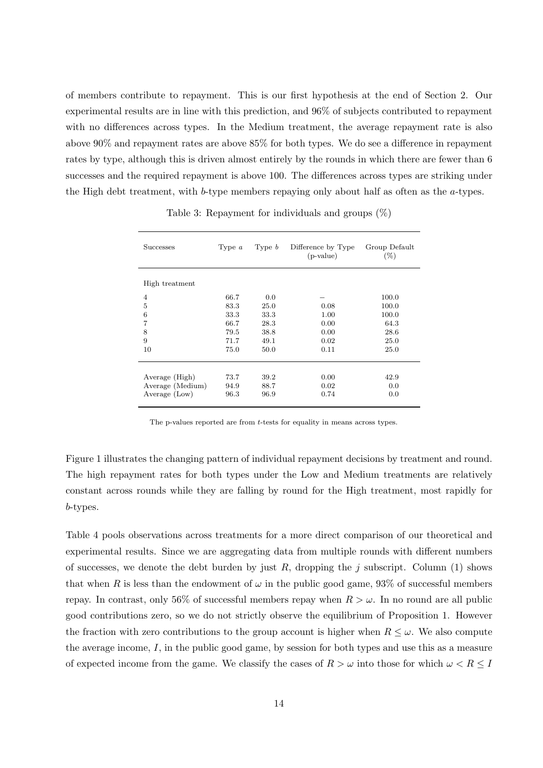of members contribute to repayment. This is our first hypothesis at the end of Section 2. Our experimental results are in line with this prediction, and 96% of subjects contributed to repayment with no differences across types. In the Medium treatment, the average repayment rate is also above 90% and repayment rates are above 85% for both types. We do see a difference in repayment rates by type, although this is driven almost entirely by the rounds in which there are fewer than 6 successes and the required repayment is above 100. The differences across types are striking under the High debt treatment, with $b$-type members repaying only about half as often as the $a$-types.

Table 3: Repayment for individuals and groups (%)

| Successes | Type $a$ | Type $b$ | Difference by Type (p-value) | Group Default (%) |
|---|---|---|---|---|
| High treatment | | | | |
| 4 | 66.7 | 0.0 | – | 100.0 |
| 5 | 83.3 | 25.0 | 0.08 | 100.0 |
| 6 | 33.3 | 33.3 | 1.00 | 100.0 |
| 7 | 66.7 | 28.3 | 0.00 | 64.3 |
| 8 | 79.5 | 38.8 | 0.00 | 28.6 |
| 9 | 71.7 | 49.1 | 0.02 | 25.0 |
| 10 | 75.0 | 50.0 | 0.11 | 25.0 |
| Average (High) | 73.7 | 39.2 | 0.00 | 42.9 |
| Average (Medium) | 94.9 | 88.7 | 0.02 | 0.0 |
| Average (Low) | 96.3 | 96.9 | 0.74 | 0.0 |

The p-values reported are from $t$-tests for equality in means across types.

Figure 1 illustrates the changing pattern of individual repayment decisions by treatment and round. The high repayment rates for both types under the Low and Medium treatments are relatively constant across rounds while they are falling by round for the High treatment, most rapidly for $b$-types.

Table 4 pools observations across treatments for a more direct comparison of our theoretical and experimental results. Since we are aggregating data from multiple rounds with different numbers of successes, we denote the debt burden by just $R$, dropping the $j$ subscript. Column (1) shows that when $R$ is less than the endowment of $\omega$ in the public good game, 93% of successful members repay. In contrast, only 56% of successful members repay when $R > \omega$. In no round are all public good contributions zero, so we do not strictly observe the equilibrium of Proposition 1. However the fraction with zero contributions to the group account is higher when $R \leq \omega$. We also compute the average income, $I$, in the public good game, by session for both types and use this as a measure of expected income from the game. We classify the cases of $R > \omega$ into those for which $\omega < R \leq I$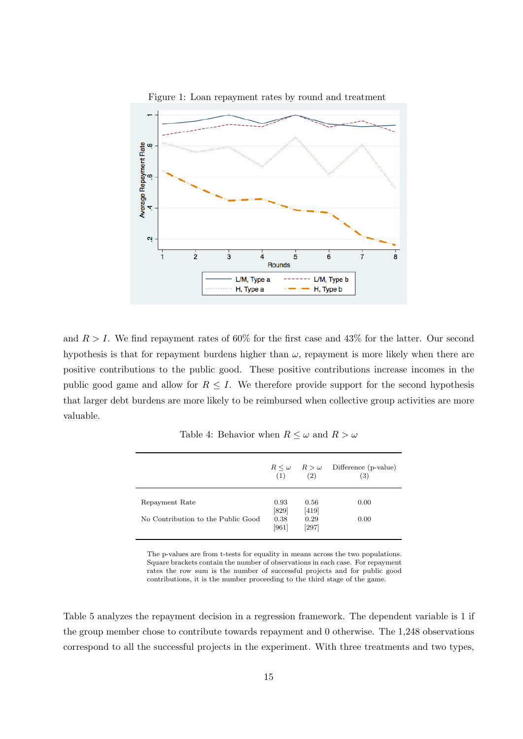Figure 1: Loan repayment rates by round and treatment

and $R > I$. We find repayment rates of 60% for the first case and 43% for the latter. Our second hypothesis is that for repayment burdens higher than $\omega$, repayment is more likely when there are positive contributions to the public good. These positive contributions increase incomes in the public good game and allow for $R \leq I$. We therefore provide support for the second hypothesis that larger debt burdens are more likely to be reimbursed when collective group activities are more valuable.

Table 4: Behavior when $R \leq \omega$ and $R > \omega$

| | $R \leq \omega$ (1) | $R > \omega$ (2) | Difference (p-value) (3) |
|---|---|---|---|
| Repayment Rate | 0.93 | 0.56 | 0.00 |
| | [829] | [419] | |
| No Contribution to the Public Good | 0.38 | 0.29 | 0.00 |
| | [961] | [297] | |

The p-values are from t-tests for equality in means across the two populations. Square brackets contain the number of observations in each case. For repayment rates the row sum is the number of successful projects and for public good contributions, it is the number proceeding to the third stage of the game.

Table 5 analyzes the repayment decision in a regression framework. The dependent variable is 1 if the group member chose to contribute towards repayment and 0 otherwise. The 1,248 observations correspond to all the successful projects in the experiment. With three treatments and two types,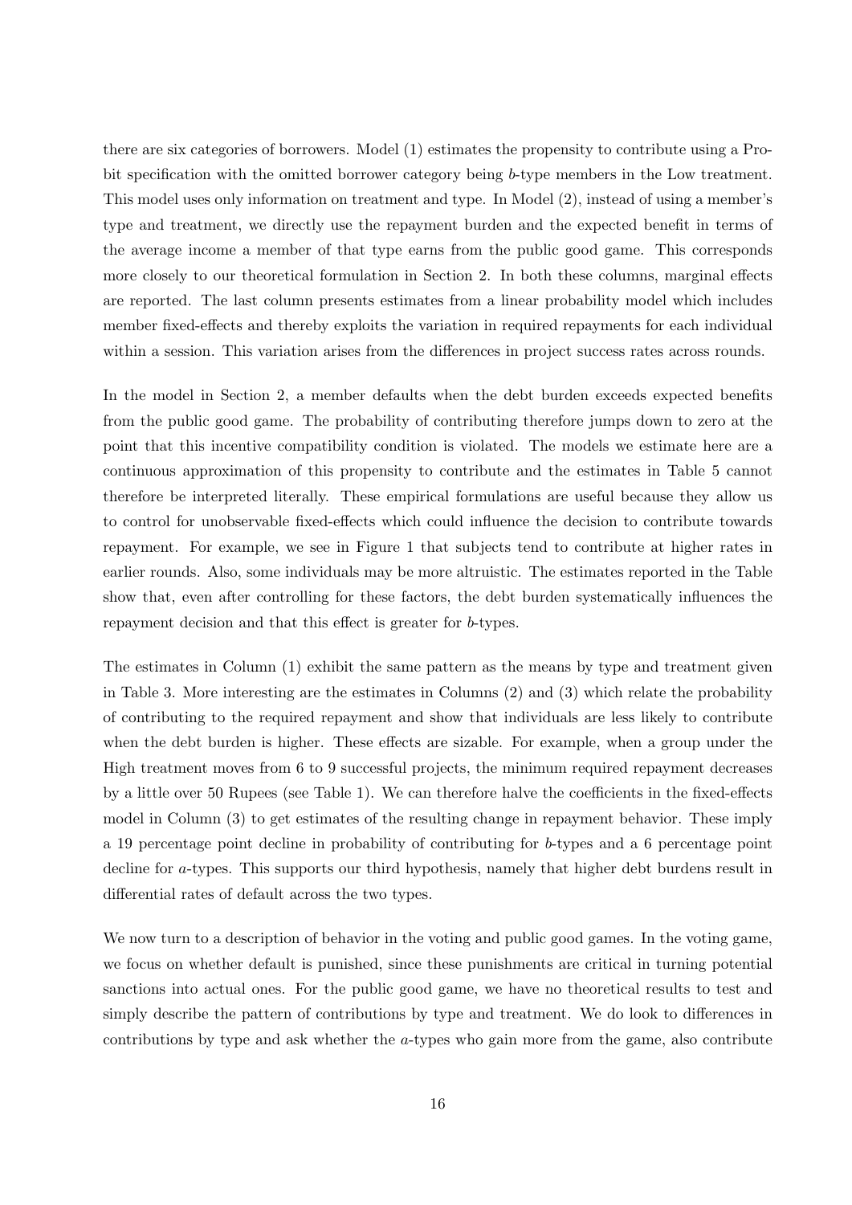there are six categories of borrowers. Model (1) estimates the propensity to contribute using a Probit specification with the omitted borrower category being $b$-type members in the Low treatment. This model uses only information on treatment and type. In Model (2), instead of using a member's type and treatment, we directly use the repayment burden and the expected benefit in terms of the average income a member of that type earns from the public good game. This corresponds more closely to our theoretical formulation in Section 2. In both these columns, marginal effects are reported. The last column presents estimates from a linear probability model which includes member fixed-effects and thereby exploits the variation in required repayments for each individual within a session. This variation arises from the differences in project success rates across rounds.

In the model in Section 2, a member defaults when the debt burden exceeds expected benefits from the public good game. The probability of contributing therefore jumps down to zero at the point that this incentive compatibility condition is violated. The models we estimate here are a continuous approximation of this propensity to contribute and the estimates in Table 5 cannot therefore be interpreted literally. These empirical formulations are useful because they allow us to control for unobservable fixed-effects which could influence the decision to contribute towards repayment. For example, we see in Figure 1 that subjects tend to contribute at higher rates in earlier rounds. Also, some individuals may be more altruistic. The estimates reported in the Table show that, even after controlling for these factors, the debt burden systematically influences the repayment decision and that this effect is greater for $b$-types.

The estimates in Column (1) exhibit the same pattern as the means by type and treatment given in Table 3. More interesting are the estimates in Columns (2) and (3) which relate the probability of contributing to the required repayment and show that individuals are less likely to contribute when the debt burden is higher. These effects are sizable. For example, when a group under the High treatment moves from 6 to 9 successful projects, the minimum required repayment decreases by a little over 50 Rupees (see Table 1). We can therefore halve the coefficients in the fixed-effects model in Column (3) to get estimates of the resulting change in repayment behavior. These imply a 19 percentage point decline in probability of contributing for $b$-types and a 6 percentage point decline for $a$-types. This supports our third hypothesis, namely that higher debt burdens result in differential rates of default across the two types.

We now turn to a description of behavior in the voting and public good games. In the voting game, we focus on whether default is punished, since these punishments are critical in turning potential sanctions into actual ones. For the public good game, we have no theoretical results to test and simply describe the pattern of contributions by type and treatment. We do look to differences in contributions by type and ask whether the $a$-types who gain more from the game, also contribute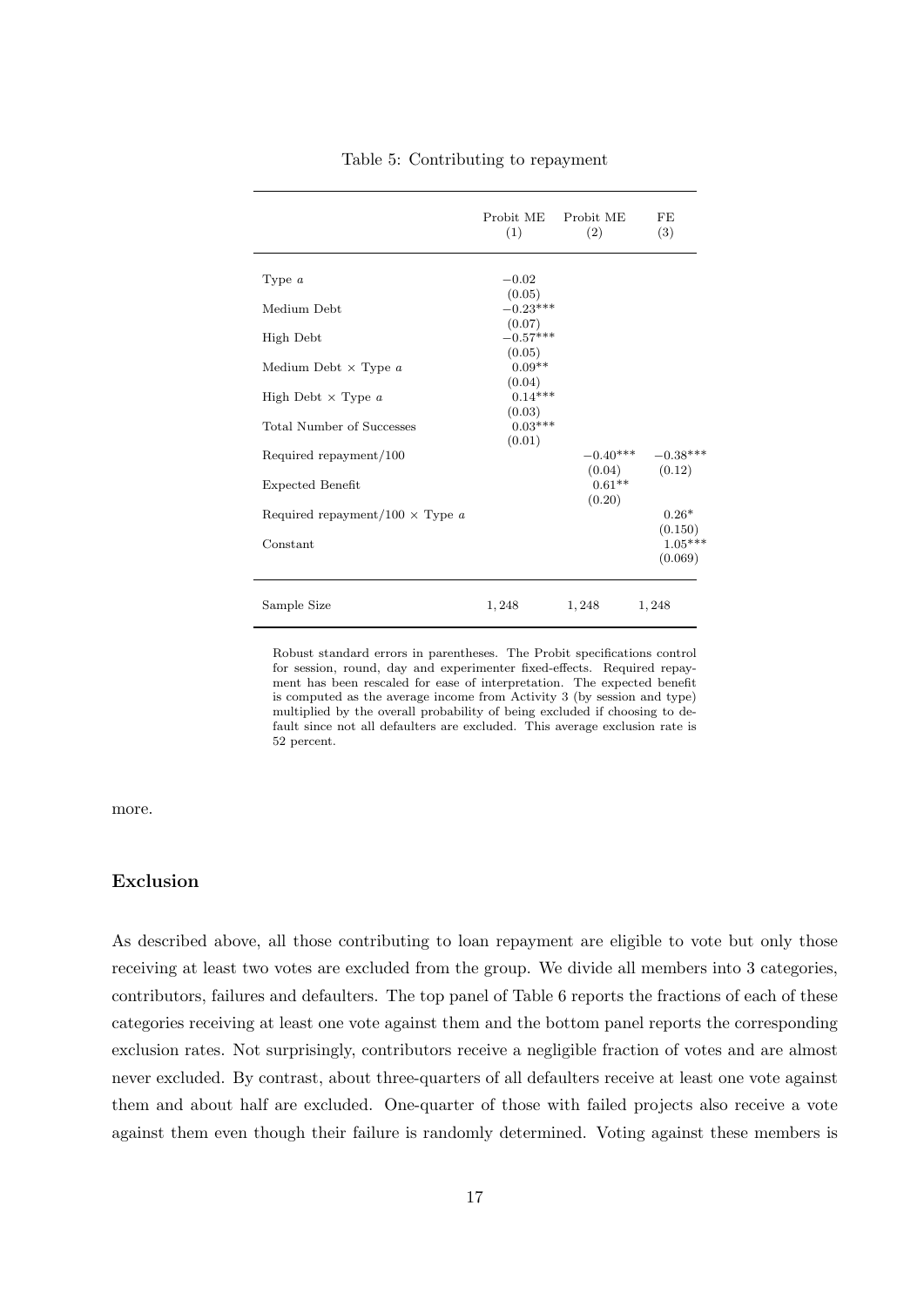Table 5: Contributing to repayment

| | Probit ME (1) | Probit ME (2) | FE (3) |
|---|---|---|---|
| Type $a$ | $-0.02$ | | |
| | (0.05) | | |
| Medium Debt | $-0.23^{***}$ | | |
| | (0.07) | | |
| High Debt | $-0.57^{***}$ | | |
| | (0.05) | | |
| Medium Debt $\times$ Type $a$ | $0.09^{**}$ | | |
| | (0.04) | | |
| High Debt $\times$ Type $a$ | $0.14^{***}$ | | |
| | (0.03) | | |
| Total Number of Successes | $0.03^{***}$ | | |
| | (0.01) | | |
| Required repayment/100 | | $-0.40^{***}$ | $-0.38^{***}$ |
| | | (0.04) | (0.12) |
| Expected Benefit | | $0.61^{**}$ | |
| | | (0.20) | |
| Required repayment/100 $\times$ Type $a$ | | | $0.26^{*}$ |
| | | | (0.150) |
| Constant | | | $1.05^{***}$ |
| | | | (0.069) |
| Sample Size | 1,248 | 1,248 | 1,248 |

Robust standard errors in parentheses. The Probit specifications control for session, round, day and experimenter fixed-effects. Required repayment has been rescaled for ease of interpretation. The expected benefit is computed as the average income from Activity 3 (by session and type) multiplied by the overall probability of being excluded if choosing to default since not all defaulters are excluded. This average exclusion rate is 52 percent.

more.

### Exclusion

As described above, all those contributing to loan repayment are eligible to vote but only those receiving at least two votes are excluded from the group. We divide all members into 3 categories, contributors, failures and defaulters. The top panel of Table 6 reports the fractions of each of these categories receiving at least one vote against them and the bottom panel reports the corresponding exclusion rates. Not surprisingly, contributors receive a negligible fraction of votes and are almost never excluded. By contrast, about three-quarters of all defaulters receive at least one vote against them and about half are excluded. One-quarter of those with failed projects also receive a vote against them even though their failure is randomly determined. Voting against these members is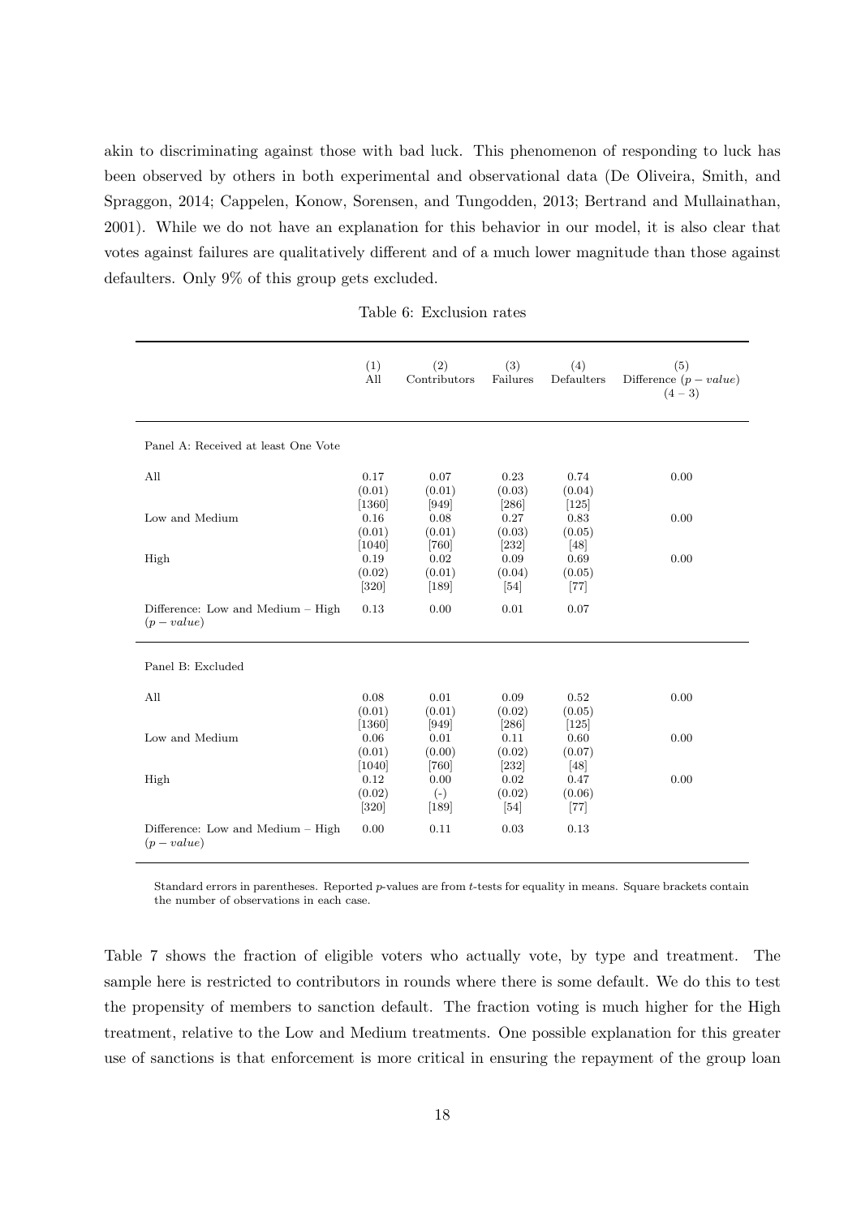akin to discriminating against those with bad luck. This phenomenon of responding to luck has been observed by others in both experimental and observational data (De Oliveira, Smith, and Spraggon, 2014; Cappelen, Konow, Sorensen, and Tungodden, 2013; Bertrand and Mullainathan, 2001). While we do not have an explanation for this behavior in our model, it is also clear that votes against failures are qualitatively different and of a much lower magnitude than those against defaulters. Only 9% of this group gets excluded.

Table 6: Exclusion rates

| | (1) All | (2) Contributors | (3) Failures | (4) Defaulters | (5) Difference ($p-value$) $(4-3)$ |
|---|---|---|---|---|---|
| Panel A: Received at least One Vote | | | | | |
| All | 0.17 | 0.07 | 0.23 | 0.74 | 0.00 |
| | (0.01) | (0.01) | (0.03) | (0.04) | |
| | [1360] | [949] | [286] | [125] | |
| Low and Medium | 0.16 | 0.08 | 0.27 | 0.83 | 0.00 |
| | (0.01) | (0.01) | (0.03) | (0.05) | |
| | [1040] | [760] | [232] | [48] | |
| High | 0.19 | 0.02 | 0.09 | 0.69 | 0.00 |
| | (0.02) | (0.01) | (0.04) | (0.05) | |
| | [320] | [189] | [54] | [77] | |
| Difference: Low and Medium – High ($p-value$) | 0.13 | 0.00 | 0.01 | 0.07 | |
| Panel B: Excluded | | | | | |
| All | 0.08 | 0.01 | 0.09 | 0.52 | 0.00 |
| | (0.01) | (0.01) | (0.02) | (0.05) | |
| | [1360] | [949] | [286] | [125] | |
| Low and Medium | 0.06 | 0.01 | 0.11 | 0.60 | 0.00 |
| | (0.01) | (0.00) | (0.02) | (0.07) | |
| | [1040] | [760] | [232] | [48] | |
| High | 0.12 | 0.00 | 0.02 | 0.47 | 0.00 |
| | (0.02) | (-) | (0.02) | (0.06) | |
| | [320] | [189] | [54] | [77] | |
| Difference: Low and Medium – High ($p-value$) | 0.00 | 0.11 | 0.03 | 0.13 | |

Standard errors in parentheses. Reported $p$-values are from $t$-tests for equality in means. Square brackets contain the number of observations in each case.

Table 7 shows the fraction of eligible voters who actually vote, by type and treatment. The sample here is restricted to contributors in rounds where there is some default. We do this to test the propensity of members to sanction default. The fraction voting is much higher for the High treatment, relative to the Low and Medium treatments. One possible explanation for this greater use of sanctions is that enforcement is more critical in ensuring the repayment of the group loan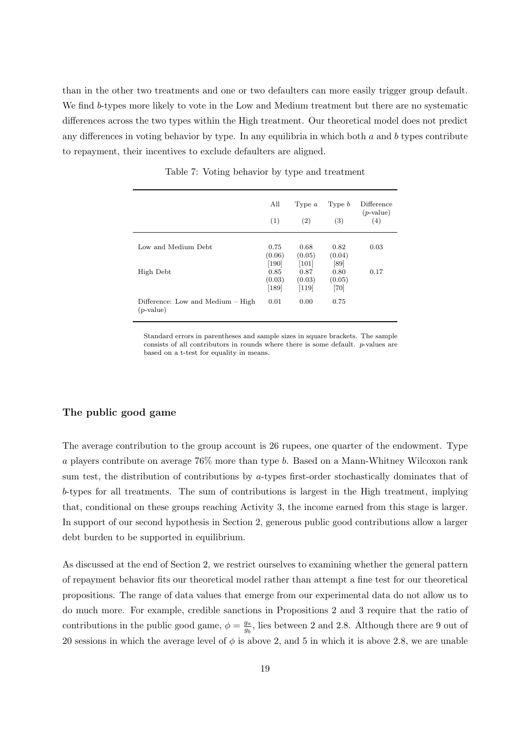than in the other two treatments and one or two defaulters can more easily trigger group default. We find $b$-types more likely to vote in the Low and Medium treatment but there are no systematic differences across the two types within the High treatment. Our theoretical model does not predict any differences in voting behavior by type. In any equilibria in which both $a$ and $b$ types contribute to repayment, their incentives to exclude defaulters are aligned.

Table 7: Voting behavior by type and treatment

| | All<br>(1) | Type $a$<br>(2) | Type $b$<br>(3) | Difference ($p$-value)<br>(4) |
|---|---|---|---|---|
| Low and Medium Debt | 0.75<br>(0.06)<br>[190] | 0.68<br>(0.05)<br>[101] | 0.82<br>(0.04)<br>[89] | 0.03 |
| High Debt | 0.85<br>(0.03)<br>[189] | 0.87<br>(0.03)<br>[119] | 0.80<br>(0.05)<br>[70] | 0.17 |
| Difference: Low and Medium – High (p-value) | 0.01 | 0.00 | 0.75 | |

Standard errors in parentheses and sample sizes in square brackets. The sample consists of all contributors in rounds where there is some default. $p$-values are based on a t-test for equality in means.

### The public good game

The average contribution to the group account is 26 rupees, one quarter of the endowment. Type $a$ players contribute on average 76% more than type $b$. Based on a Mann-Whitney Wilcoxon rank sum test, the distribution of contributions by $a$-types first-order stochastically dominates that of $b$-types for all treatments. The sum of contributions is largest in the High treatment, implying that, conditional on these groups reaching Activity 3, the income earned from this stage is larger. In support of our second hypothesis in Section 2, generous public good contributions allow a larger debt burden to be supported in equilibrium.

As discussed at the end of Section 2, we restrict ourselves to examining whether the general pattern of repayment behavior fits our theoretical model rather than attempt a fine test for our theoretical propositions. The range of data values that emerge from our experimental data do not allow us to do much more. For example, credible sanctions in Propositions 2 and 3 require that the ratio of contributions in the public good game, $\phi = \frac{g_a}{g_b}$, lies between 2 and 2.8. Although there are 9 out of 20 sessions in which the average level of $\phi$ is above 2, and 5 in which it is above 2.8, we are unable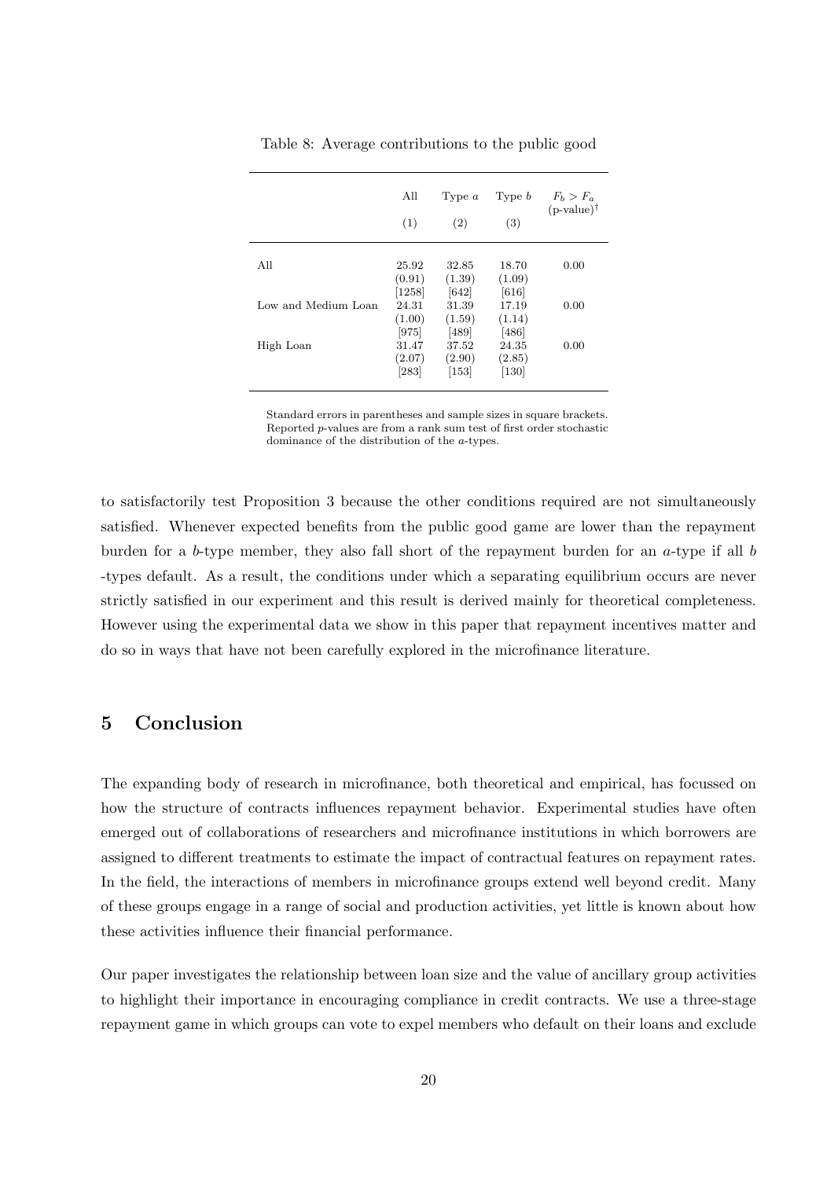Table 8: Average contributions to the public good

| | All | Type $a$ | Type $b$ | $F_b > F_a$ (p-value)[†] |
|---|---|---|---|---|
| | (1) | (2) | (3) | |
| All | 25.92 | 32.85 | 18.70 | 0.00 |
| | (0.91) | (1.39) | (1.09) | |
| | [1258] | [642] | [616] | |
| Low and Medium Loan | 24.31 | 31.39 | 17.19 | 0.00 |
| | (1.00) | (1.59) | (1.14) | |
| | [975] | [489] | [486] | |
| High Loan | 31.47 | 37.52 | 24.35 | 0.00 |
| | (2.07) | (2.90) | (2.85) | |
| | [283] | [153] | [130] | |

Standard errors in parentheses and sample sizes in square brackets. Reported $p$-values are from a rank sum test of first order stochastic dominance of the distribution of the $a$-types.

to satisfactorily test Proposition 3 because the other conditions required are not simultaneously satisfied. Whenever expected benefits from the public good game are lower than the repayment burden for a $b$-type member, they also fall short of the repayment burden for an $a$-type if all $b$ -types default. As a result, the conditions under which a separating equilibrium occurs are never strictly satisfied in our experiment and this result is derived mainly for theoretical completeness. However using the experimental data we show in this paper that repayment incentives matter and do so in ways that have not been carefully explored in the microfinance literature.

## 5 Conclusion

The expanding body of research in microfinance, both theoretical and empirical, has focussed on how the structure of contracts influences repayment behavior. Experimental studies have often emerged out of collaborations of researchers and microfinance institutions in which borrowers are assigned to different treatments to estimate the impact of contractual features on repayment rates. In the field, the interactions of members in microfinance groups extend well beyond credit. Many of these groups engage in a range of social and production activities, yet little is known about how these activities influence their financial performance.

Our paper investigates the relationship between loan size and the value of ancillary group activities to highlight their importance in encouraging compliance in credit contracts. We use a three-stage repayment game in which groups can vote to expel members who default on their loans and exclude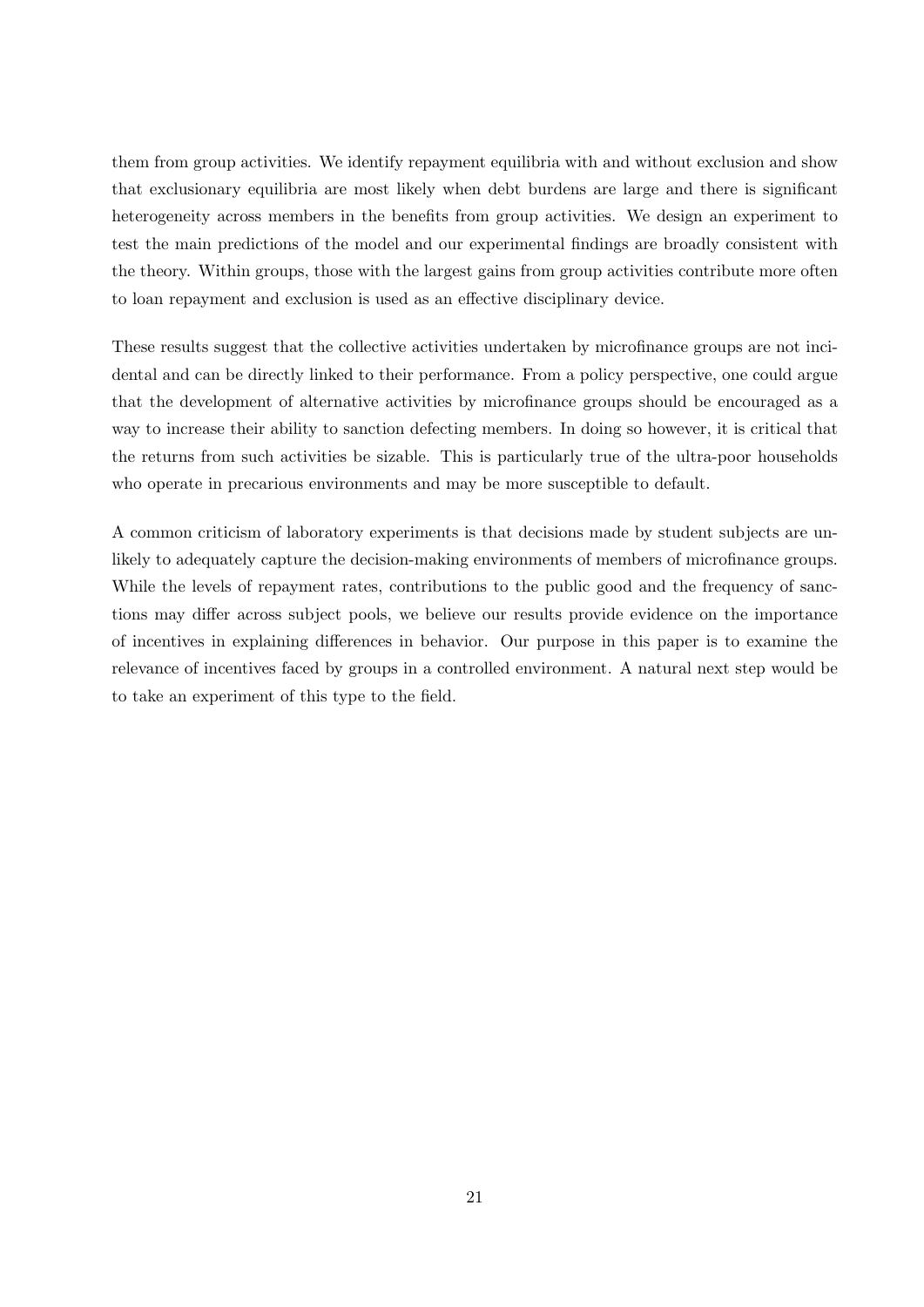them from group activities. We identify repayment equilibria with and without exclusion and show that exclusionary equilibria are most likely when debt burdens are large and there is significant heterogeneity across members in the benefits from group activities. We design an experiment to test the main predictions of the model and our experimental findings are broadly consistent with the theory. Within groups, those with the largest gains from group activities contribute more often to loan repayment and exclusion is used as an effective disciplinary device.

These results suggest that the collective activities undertaken by microfinance groups are not incidental and can be directly linked to their performance. From a policy perspective, one could argue that the development of alternative activities by microfinance groups should be encouraged as a way to increase their ability to sanction defecting members. In doing so however, it is critical that the returns from such activities be sizable. This is particularly true of the ultra-poor households who operate in precarious environments and may be more susceptible to default.

A common criticism of laboratory experiments is that decisions made by student subjects are unlikely to adequately capture the decision-making environments of members of microfinance groups. While the levels of repayment rates, contributions to the public good and the frequency of sanctions may differ across subject pools, we believe our results provide evidence on the importance of incentives in explaining differences in behavior. Our purpose in this paper is to examine the relevance of incentives faced by groups in a controlled environment. A natural next step would be to take an experiment of this type to the field.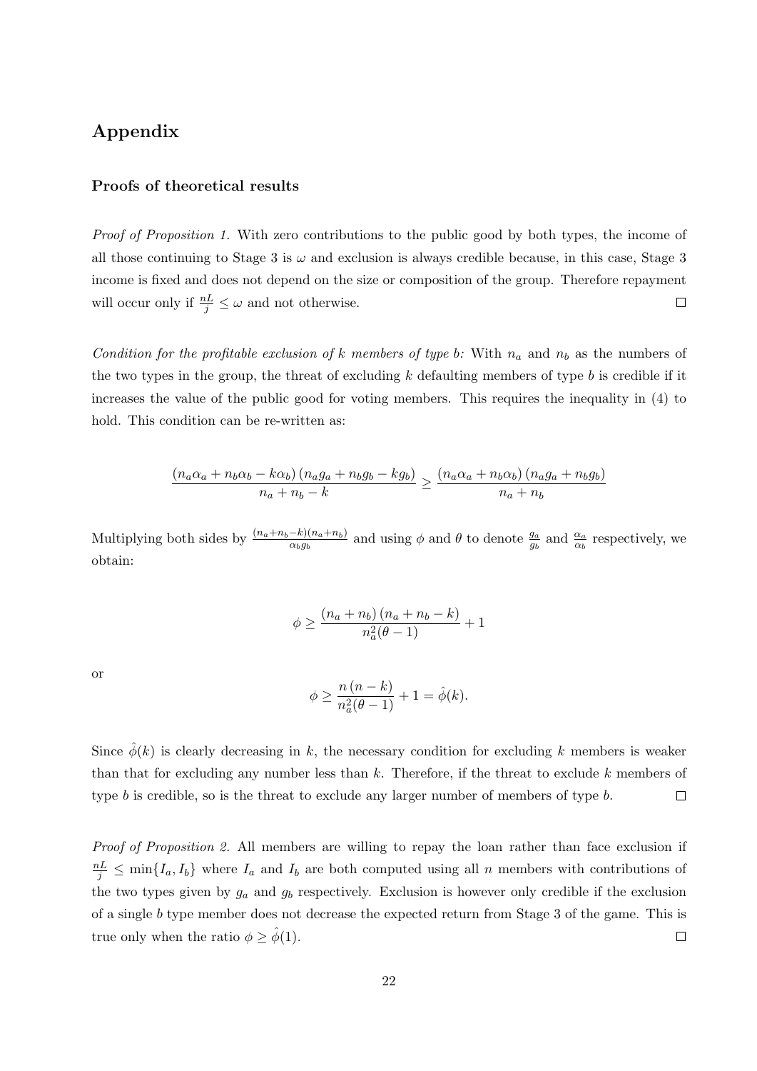## Appendix

### Proofs of theoretical results

*Proof of Proposition 1.* With zero contributions to the public good by both types, the income of all those continuing to Stage 3 is $\omega$ and exclusion is always credible because, in this case, Stage 3 income is fixed and does not depend on the size or composition of the group. Therefore repayment will occur only if $\frac{nL}{j} \leq \omega$ and not otherwise. $\square$

*Condition for the profitable exclusion of k members of type b:* With $n_a$ and $n_b$ as the numbers of the two types in the group, the threat of excluding $k$ defaulting members of type $b$ is credible if it increases the value of the public good for voting members. This requires the inequality in (4) to hold. This condition can be re-written as:

$$\frac{(n_a\alpha_a + n_b\alpha_b - k\alpha_b)(n_ag_a + n_bg_b - kg_b)}{n_a + n_b - k} \geq \frac{(n_a\alpha_a + n_b\alpha_b)(n_ag_a + n_bg_b)}{n_a + n_b}$$

Multiplying both sides by $\frac{(n_a+n_b-k)(n_a+n_b)}{\alpha_b g_b}$ and using $\phi$ and $\theta$ to denote $\frac{g_a}{g_b}$ and $\frac{\alpha_a}{\alpha_b}$ respectively, we obtain:

$$\phi \geq \frac{(n_a + n_b)(n_a + n_b - k)}{n_a^2(\theta - 1)} + 1$$

or

$$\phi \geq \frac{n(n-k)}{n_a^2(\theta - 1)} + 1 = \hat{\phi}(k).$$

Since $\hat{\phi}(k)$ is clearly decreasing in $k$, the necessary condition for excluding $k$ members is weaker than that for excluding any number less than $k$. Therefore, if the threat to exclude $k$ members of type $b$ is credible, so is the threat to exclude any larger number of members of type $b$. $\square$

*Proof of Proposition 2.* All members are willing to repay the loan rather than face exclusion if $\frac{nL}{j} \leq \min\{I_a, I_b\}$ where $I_a$ and $I_b$ are both computed using all $n$ members with contributions of the two types given by $g_a$ and $g_b$ respectively. Exclusion is however only credible if the exclusion of a single $b$ type member does not decrease the expected return from Stage 3 of the game. This is true only when the ratio $\phi \geq \hat{\phi}(1)$. $\square$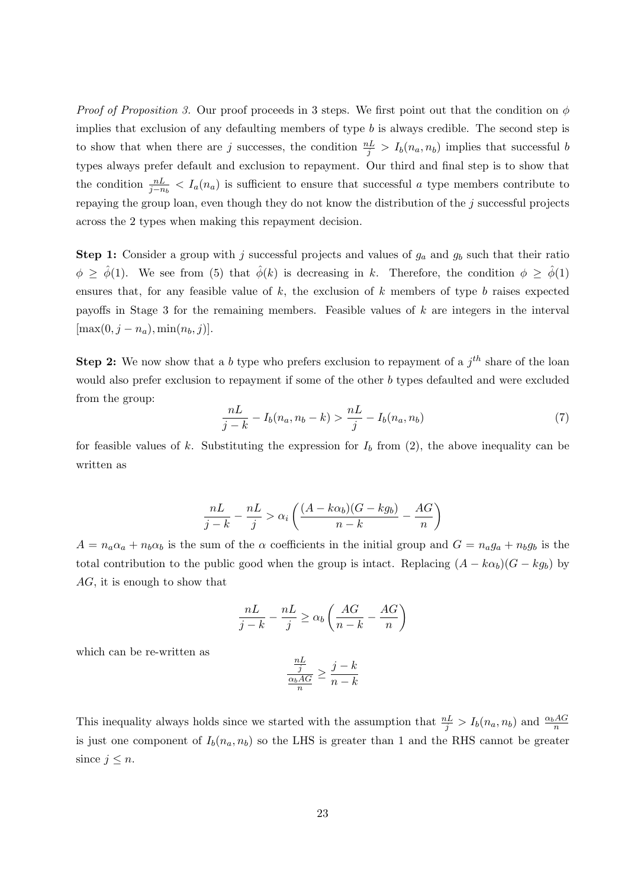*Proof of Proposition 3.* Our proof proceeds in 3 steps. We first point out that the condition on $\phi$ implies that exclusion of any defaulting members of type $b$ is always credible. The second step is to show that when there are $j$ successes, the condition $\frac{nL}{j} > I_b(n_a, n_b)$ implies that successful $b$ types always prefer default and exclusion to repayment. Our third and final step is to show that the condition $\frac{nL}{j-n_b} < I_a(n_a)$ is sufficient to ensure that successful $a$ type members contribute to repaying the group loan, even though they do not know the distribution of the $j$ successful projects across the 2 types when making this repayment decision.

**Step 1:** Consider a group with $j$ successful projects and values of $g_a$ and $g_b$ such that their ratio $\phi \geq \hat{\phi}(1)$. We see from (5) that $\hat{\phi}(k)$ is decreasing in $k$. Therefore, the condition $\phi \geq \hat{\phi}(1)$ ensures that, for any feasible value of $k$, the exclusion of $k$ members of type $b$ raises expected payoffs in Stage 3 for the remaining members. Feasible values of $k$ are integers in the interval $[\max(0, j - n_a), \min(n_b, j)]$.

**Step 2:** We now show that a $b$ type who prefers exclusion to repayment of a $j^{th}$ share of the loan would also prefer exclusion to repayment if some of the other $b$ types defaulted and were excluded from the group:

$$\frac{nL}{j-k} - I_b(n_a, n_b - k) > \frac{nL}{j} - I_b(n_a, n_b) \tag{7}$$

for feasible values of $k$. Substituting the expression for $I_b$ from (2), the above inequality can be written as

$$\frac{nL}{j-k} - \frac{nL}{j} > \alpha_i \left( \frac{(A - k\alpha_b)(G - kg_b)}{n-k} - \frac{AG}{n} \right)$$

$A = n_a\alpha_a + n_b\alpha_b$ is the sum of the $\alpha$ coefficients in the initial group and $G = n_a g_a + n_b g_b$ is the total contribution to the public good when the group is intact. Replacing $(A - k\alpha_b)(G - kg_b)$ by $AG$, it is enough to show that

$$\frac{nL}{j-k} - \frac{nL}{j} \geq \alpha_b \left( \frac{AG}{n-k} - \frac{AG}{n} \right)$$

which can be re-written as

$$\frac{\frac{nL}{j}}{\frac{\alpha_b AG}{n}} \geq \frac{j-k}{n-k}$$

This inequality always holds since we started with the assumption that $\frac{nL}{j} > I_b(n_a, n_b)$ and $\frac{\alpha_b AG}{n}$ is just one component of $I_b(n_a, n_b)$ so the LHS is greater than 1 and the RHS cannot be greater since $j \leq n$.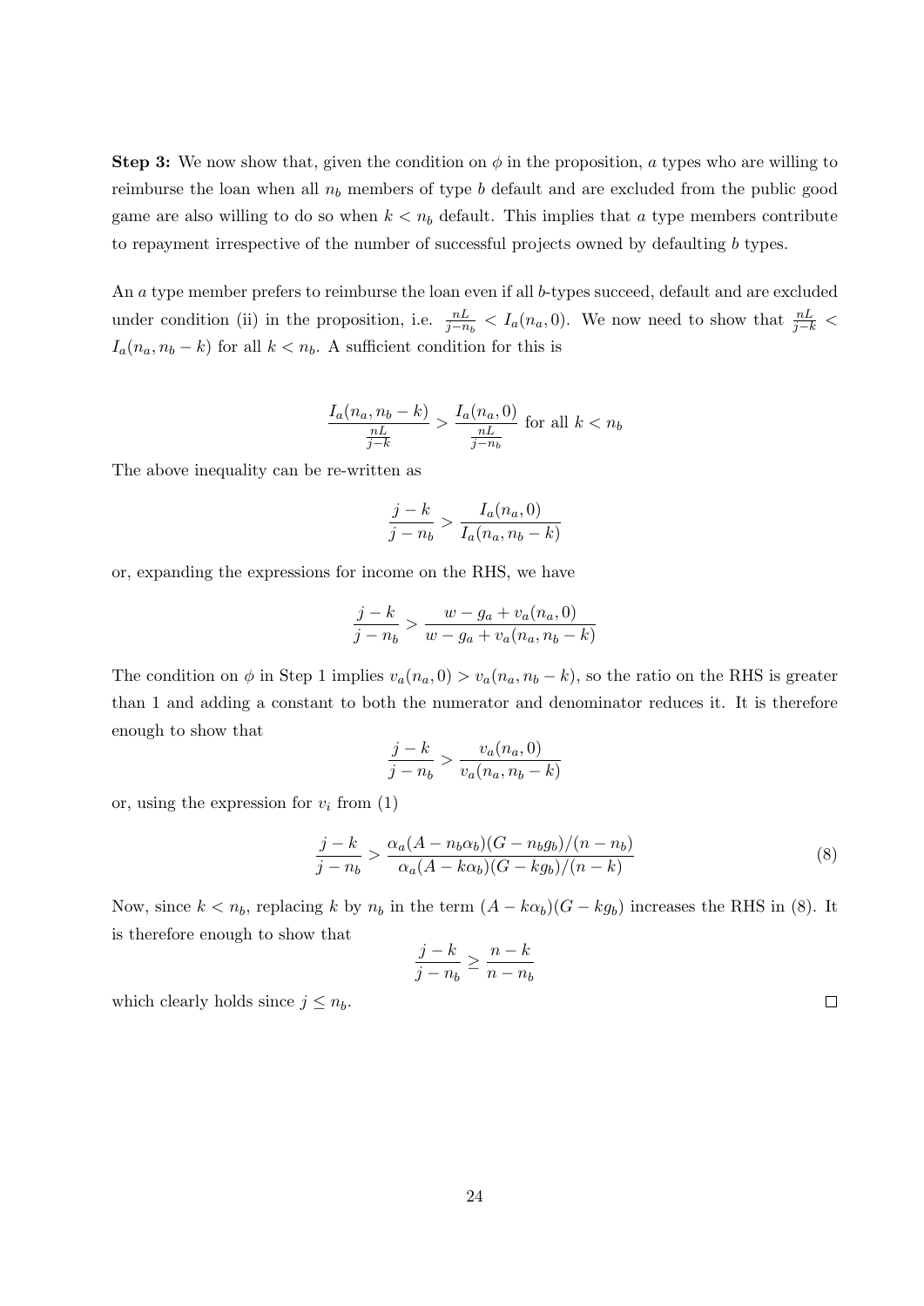**Step 3:** We now show that, given the condition on $\phi$ in the proposition, $a$ types who are willing to reimburse the loan when all $n_b$ members of type $b$ default and are excluded from the public good game are also willing to do so when $k < n_b$ default. This implies that $a$ type members contribute to repayment irrespective of the number of successful projects owned by defaulting $b$ types.

An $a$ type member prefers to reimburse the loan even if all $b$-types succeed, default and are excluded under condition (ii) in the proposition, i.e. $\frac{nL}{j-n_b} < I_a(n_a, 0)$. We now need to show that $\frac{nL}{j-k} < I_a(n_a, n_b - k)$ for all $k < n_b$. A sufficient condition for this is

$$\frac{I_a(n_a, n_b - k)}{\frac{nL}{j-k}} > \frac{I_a(n_a, 0)}{\frac{nL}{j-n_b}} \text{ for all } k < n_b$$

The above inequality can be re-written as

$$\frac{j-k}{j-n_b} > \frac{I_a(n_a, 0)}{I_a(n_a, n_b - k)}$$

or, expanding the expressions for income on the RHS, we have

$$\frac{j-k}{j-n_b} > \frac{w - g_a + v_a(n_a, 0)}{w - g_a + v_a(n_a, n_b - k)}$$

The condition on $\phi$ in Step 1 implies $v_a(n_a, 0) > v_a(n_a, n_b - k)$, so the ratio on the RHS is greater than 1 and adding a constant to both the numerator and denominator reduces it. It is therefore enough to show that

$$\frac{j-k}{j-n_b} > \frac{v_a(n_a, 0)}{v_a(n_a, n_b - k)}$$

or, using the expression for $v_i$ from (1)

$$\frac{j-k}{j-n_b} > \frac{\alpha_a(A - n_b\alpha_b)(G - n_b g_b)/(n - n_b)}{\alpha_a(A - k\alpha_b)(G - k g_b)/(n - k)} \tag{8}$$

Now, since $k < n_b$, replacing $k$ by $n_b$ in the term $(A - k\alpha_b)(G - k g_b)$ increases the RHS in (8). It is therefore enough to show that

$$\frac{j-k}{j-n_b} \geq \frac{n-k}{n-n_b}$$

which clearly holds since $j \leq n_b$. $\square$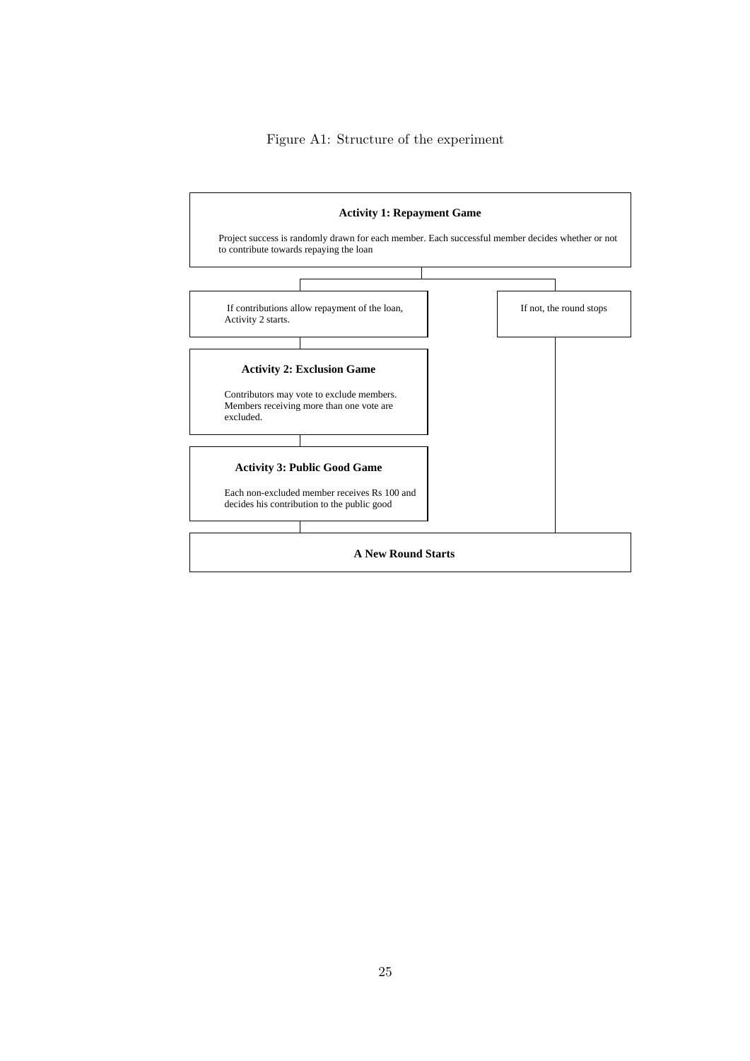Figure A1: Structure of the experiment

**Activity 1: Repayment Game**

Project success is randomly drawn for each member. Each successful member decides whether or not to contribute towards repaying the loan

If contributions allow repayment of the loan, Activity 2 starts.

If not, the round stops

**Activity 2: Exclusion Game**

Contributors may vote to exclude members. Members receiving more than one vote are excluded.

**Activity 3: Public Good Game**

Each non-excluded member receives Rs 100 and decides his contribution to the public good

**A New Round Starts**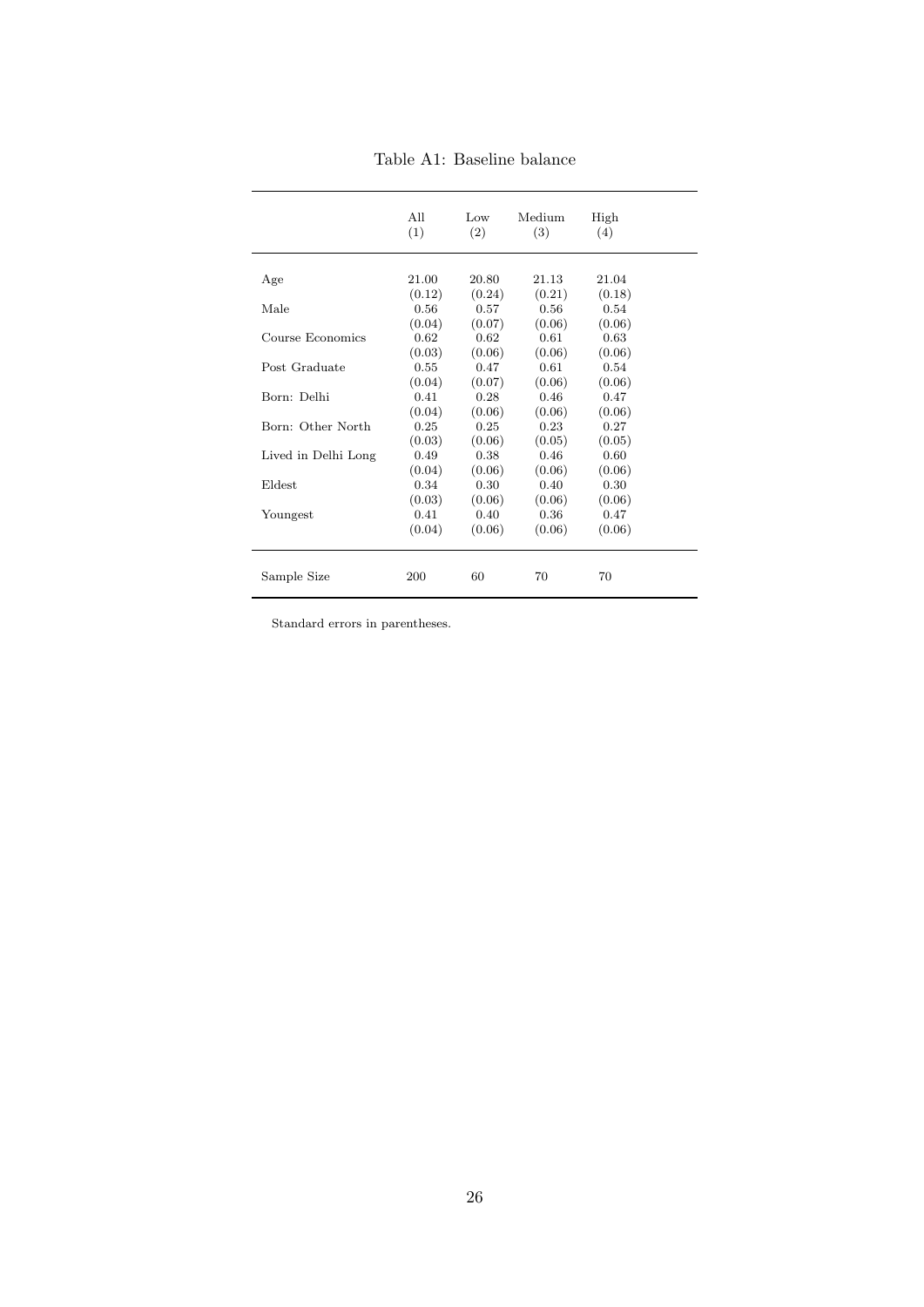Table A1: Baseline balance

| | All<br>(1) | Low<br>(2) | Medium<br>(3) | High<br>(4) |
|---|---|---|---|---|
| Age | 21.00 | 20.80 | 21.13 | 21.04 |
| | (0.12) | (0.24) | (0.21) | (0.18) |
| Male | 0.56 | 0.57 | 0.56 | 0.54 |
| | (0.04) | (0.07) | (0.06) | (0.06) |
| Course Economics | 0.62 | 0.62 | 0.61 | 0.63 |
| | (0.03) | (0.06) | (0.06) | (0.06) |
| Post Graduate | 0.55 | 0.47 | 0.61 | 0.54 |
| | (0.04) | (0.07) | (0.06) | (0.06) |
| Born: Delhi | 0.41 | 0.28 | 0.46 | 0.47 |
| | (0.04) | (0.06) | (0.06) | (0.06) |
| Born: Other North | 0.25 | 0.25 | 0.23 | 0.27 |
| | (0.03) | (0.06) | (0.05) | (0.05) |
| Lived in Delhi Long | 0.49 | 0.38 | 0.46 | 0.60 |
| | (0.04) | (0.06) | (0.06) | (0.06) |
| Eldest | 0.34 | 0.30 | 0.40 | 0.30 |
| | (0.03) | (0.06) | (0.06) | (0.06) |
| Youngest | 0.41 | 0.40 | 0.36 | 0.47 |
| | (0.04) | (0.06) | (0.06) | (0.06) |
| Sample Size | 200 | 60 | 70 | 70 |

Standard errors in parentheses.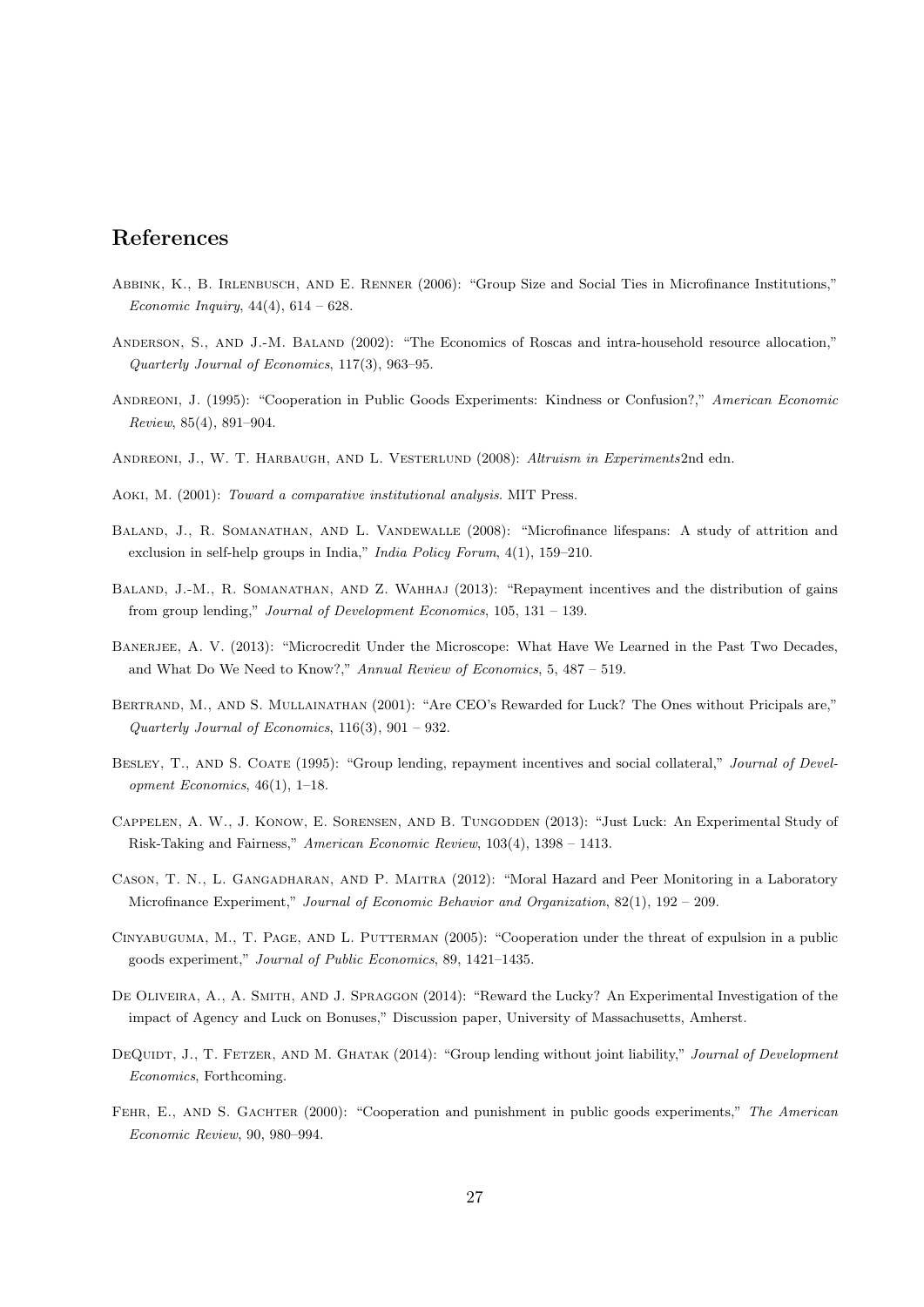## References

Abbink, K., B. Irlenbusch, and E. Renner (2006): "Group Size and Social Ties in Microfinance Institutions," *Economic Inquiry*, 44(4), 614 – 628.

Anderson, S., and J.-M. Baland (2002): "The Economics of Roscas and intra-household resource allocation," *Quarterly Journal of Economics*, 117(3), 963–95.

Andreoni, J. (1995): "Cooperation in Public Goods Experiments: Kindness or Confusion?," *American Economic Review*, 85(4), 891–904.

Andreoni, J., W. T. Harbaugh, and L. Vesterlund (2008): *Altruism in Experiments*2nd edn.

Aoki, M. (2001): *Toward a comparative institutional analysis*. MIT Press.

Baland, J., R. Somanathan, and L. Vandewalle (2008): "Microfinance lifespans: A study of attrition and exclusion in self-help groups in India," *India Policy Forum*, 4(1), 159–210.

Baland, J.-M., R. Somanathan, and Z. Wahhaj (2013): "Repayment incentives and the distribution of gains from group lending," *Journal of Development Economics*, 105, 131 – 139.

Banerjee, A. V. (2013): "Microcredit Under the Microscope: What Have We Learned in the Past Two Decades, and What Do We Need to Know?," *Annual Review of Economics*, 5, 487 – 519.

Bertrand, M., and S. Mullainathan (2001): "Are CEO's Rewarded for Luck? The Ones without Pricipals are," *Quarterly Journal of Economics*, 116(3), 901 – 932.

Besley, T., and S. Coate (1995): "Group lending, repayment incentives and social collateral," *Journal of Development Economics*, 46(1), 1–18.

Cappelen, A. W., J. Konow, E. Sorensen, and B. Tungodden (2013): "Just Luck: An Experimental Study of Risk-Taking and Fairness," *American Economic Review*, 103(4), 1398 – 1413.

Cason, T. N., L. Gangadharan, and P. Maitra (2012): "Moral Hazard and Peer Monitoring in a Laboratory Microfinance Experiment," *Journal of Economic Behavior and Organization*, 82(1), 192 – 209.

Cinyabuguma, M., T. Page, and L. Putterman (2005): "Cooperation under the threat of expulsion in a public goods experiment," *Journal of Public Economics*, 89, 1421–1435.

De Oliveira, A., A. Smith, and J. Spraggon (2014): "Reward the Lucky? An Experimental Investigation of the impact of Agency and Luck on Bonuses," Discussion paper, University of Massachusetts, Amherst.

DeQuidt, J., T. Fetzer, and M. Ghatak (2014): "Group lending without joint liability," *Journal of Development Economics*, Forthcoming.

Fehr, E., and S. Gachter (2000): "Cooperation and punishment in public goods experiments," *The American Economic Review*, 90, 980–994.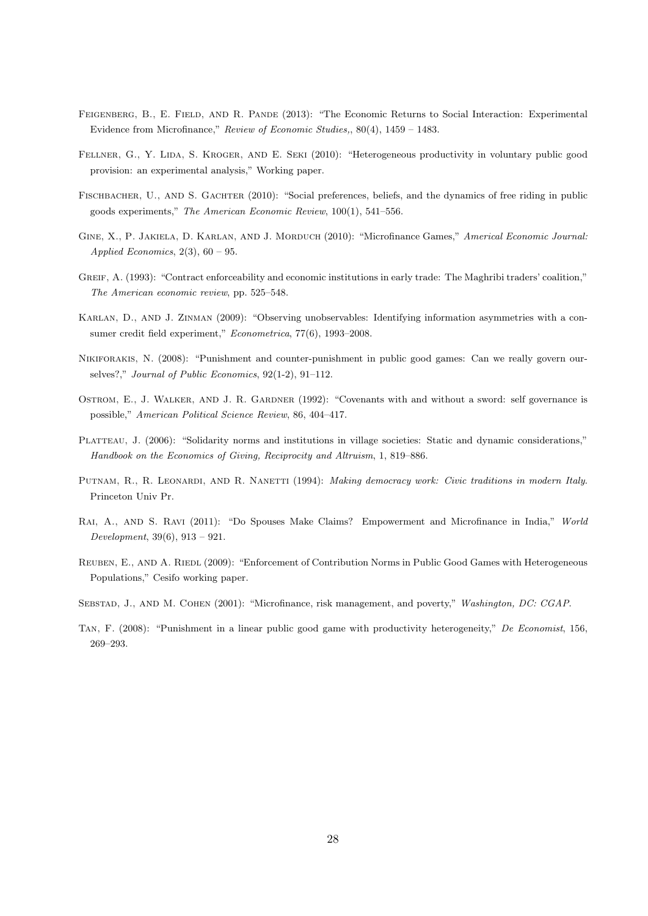Feigenberg, B., E. Field, and R. Pande (2013): "The Economic Returns to Social Interaction: Experimental Evidence from Microfinance," *Review of Economic Studies,*, 80(4), 1459 – 1483.

Fellner, G., Y. Lida, S. Kroger, and E. Seki (2010): "Heterogeneous productivity in voluntary public good provision: an experimental analysis," Working paper.

Fischbacher, U., and S. Gachter (2010): "Social preferences, beliefs, and the dynamics of free riding in public goods experiments," *The American Economic Review*, 100(1), 541–556.

Gine, X., P. Jakiela, D. Karlan, and J. Morduch (2010): "Microfinance Games," *Americal Economic Journal: Applied Economics*, 2(3), 60 – 95.

Greif, A. (1993): "Contract enforceability and economic institutions in early trade: The Maghribi traders' coalition," *The American economic review*, pp. 525–548.

Karlan, D., and J. Zinman (2009): "Observing unobservables: Identifying information asymmetries with a consumer credit field experiment," *Econometrica*, 77(6), 1993–2008.

Nikiforakis, N. (2008): "Punishment and counter-punishment in public good games: Can we really govern ourselves?," *Journal of Public Economics*, 92(1-2), 91–112.

Ostrom, E., J. Walker, and J. R. Gardner (1992): "Covenants with and without a sword: self governance is possible," *American Political Science Review*, 86, 404–417.

Platteau, J. (2006): "Solidarity norms and institutions in village societies: Static and dynamic considerations," *Handbook on the Economics of Giving, Reciprocity and Altruism*, 1, 819–886.

Putnam, R., R. Leonardi, and R. Nanetti (1994): *Making democracy work: Civic traditions in modern Italy.* Princeton Univ Pr.

Rai, A., and S. Ravi (2011): "Do Spouses Make Claims? Empowerment and Microfinance in India," *World Development*, 39(6), 913 – 921.

Reuben, E., and A. Riedl (2009): "Enforcement of Contribution Norms in Public Good Games with Heterogeneous Populations," Cesifo working paper.

Sebstad, J., and M. Cohen (2001): "Microfinance, risk management, and poverty," *Washington, DC: CGAP.*

Tan, F. (2008): "Punishment in a linear public good game with productivity heterogeneity," *De Economist*, 156, 269–293.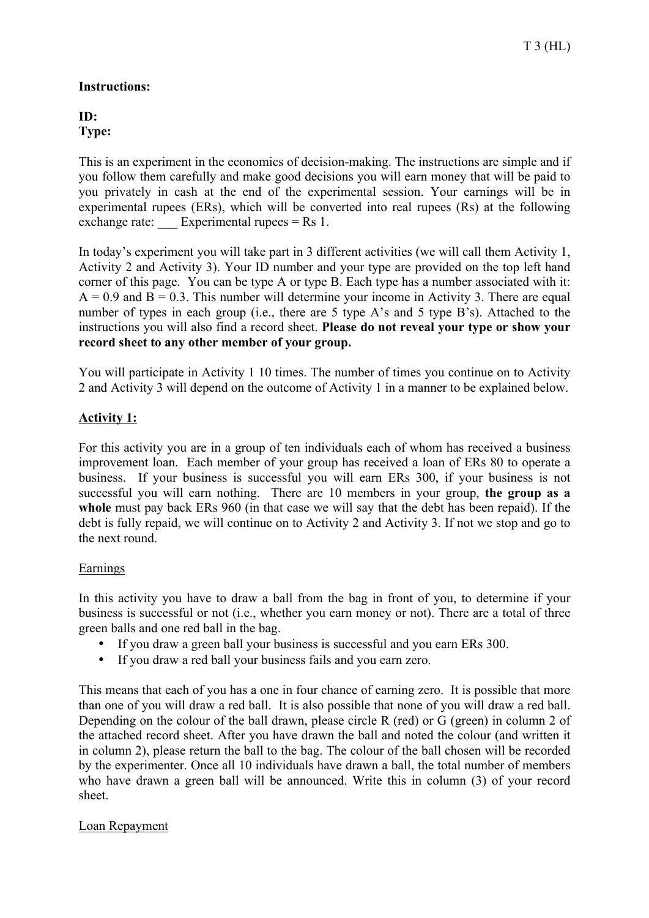T 3 (HL)

**Instructions:**

**ID:**
**Type:**

This is an experiment in the economics of decision-making. The instructions are simple and if you follow them carefully and make good decisions you will earn money that will be paid to you privately in cash at the end of the experimental session. Your earnings will be in experimental rupees (ERs), which will be converted into real rupees (Rs) at the following exchange rate: ___ Experimental rupees = Rs 1.

In today's experiment you will take part in 3 different activities (we will call them Activity 1, Activity 2 and Activity 3). Your ID number and your type are provided on the top left hand corner of this page. You can be type A or type B. Each type has a number associated with it: A = 0.9 and B = 0.3. This number will determine your income in Activity 3. There are equal number of types in each group (i.e., there are 5 type A's and 5 type B's). Attached to the instructions you will also find a record sheet. **Please do not reveal your type or show your record sheet to any other member of your group.**

You will participate in Activity 1 10 times. The number of times you continue on to Activity 2 and Activity 3 will depend on the outcome of Activity 1 in a manner to be explained below.

## Activity 1:

For this activity you are in a group of ten individuals each of whom has received a business improvement loan. Each member of your group has received a loan of ERs 80 to operate a business. If your business is successful you will earn ERs 300, if your business is not successful you will earn nothing. There are 10 members in your group, **the group as a whole** must pay back ERs 960 (in that case we will say that the debt has been repaid). If the debt is fully repaid, we will continue on to Activity 2 and Activity 3. If not we stop and go to the next round.

### Earnings

In this activity you have to draw a ball from the bag in front of you, to determine if your business is successful or not (i.e., whether you earn money or not). There are a total of three green balls and one red ball in the bag.

- If you draw a green ball your business is successful and you earn ERs 300.
- If you draw a red ball your business fails and you earn zero.

This means that each of you has a one in four chance of earning zero. It is possible that more than one of you will draw a red ball. It is also possible that none of you will draw a red ball. Depending on the colour of the ball drawn, please circle R (red) or G (green) in column 2 of the attached record sheet. After you have drawn the ball and noted the colour (and written it in column 2), please return the ball to the bag. The colour of the ball chosen will be recorded by the experimenter. Once all 10 individuals have drawn a ball, the total number of members who have drawn a green ball will be announced. Write this in column (3) of your record sheet.

### Loan Repayment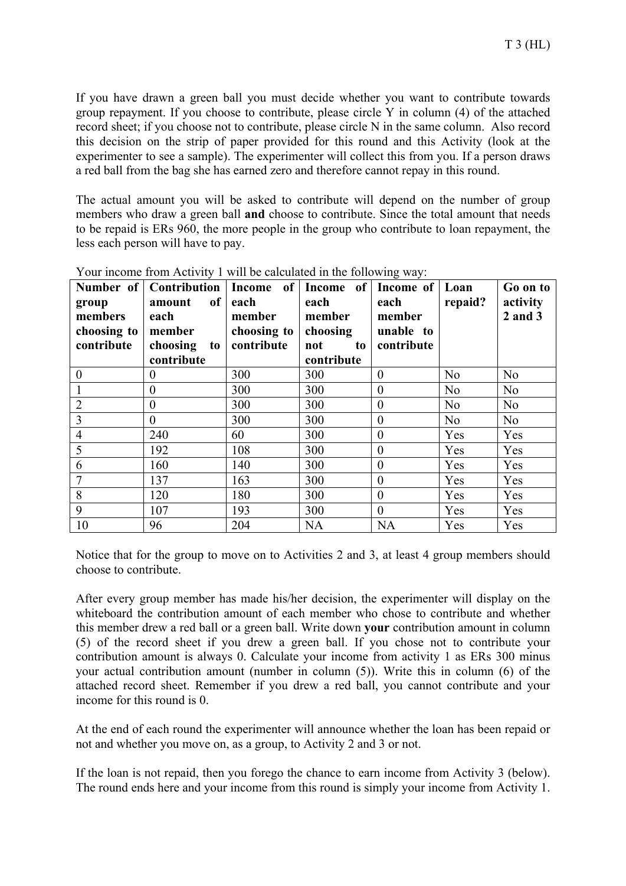If you have drawn a green ball you must decide whether you want to contribute towards group repayment. If you choose to contribute, please circle Y in column (4) of the attached record sheet; if you choose not to contribute, please circle N in the same column. Also record this decision on the strip of paper provided for this round and this Activity (look at the experimenter to see a sample). The experimenter will collect this from you. If a person draws a red ball from the bag she has earned zero and therefore cannot repay in this round.

The actual amount you will be asked to contribute will depend on the number of group members who draw a green ball **and** choose to contribute. Since the total amount that needs to be repaid is ERs 960, the more people in the group who contribute to loan repayment, the less each person will have to pay.

Your income from Activity 1 will be calculated in the following way:

| Number of group members choosing to contribute | Contribution amount of each member choosing to contribute | Income of each member choosing to contribute | Income of each member choosing not to contribute | Income of each member unable to contribute | Loan repaid? | Go on to activity 2 and 3 |
|---|---|---|---|---|---|---|
| 0 | 0 | 300 | 300 | 0 | No | No |
| 1 | 0 | 300 | 300 | 0 | No | No |
| 2 | 0 | 300 | 300 | 0 | No | No |
| 3 | 0 | 300 | 300 | 0 | No | No |
| 4 | 240 | 60 | 300 | 0 | Yes | Yes |
| 5 | 192 | 108 | 300 | 0 | Yes | Yes |
| 6 | 160 | 140 | 300 | 0 | Yes | Yes |
| 7 | 137 | 163 | 300 | 0 | Yes | Yes |
| 8 | 120 | 180 | 300 | 0 | Yes | Yes |
| 9 | 107 | 193 | 300 | 0 | Yes | Yes |
| 10 | 96 | 204 | NA | NA | Yes | Yes |

Notice that for the group to move on to Activities 2 and 3, at least 4 group members should choose to contribute.

After every group member has made his/her decision, the experimenter will display on the whiteboard the contribution amount of each member who chose to contribute and whether this member drew a red ball or a green ball. Write down **your** contribution amount in column (5) of the record sheet if you drew a green ball. If you chose not to contribute your contribution amount is always 0. Calculate your income from activity 1 as ERs 300 minus your actual contribution amount (number in column (5)). Write this in column (6) of the attached record sheet. Remember if you drew a red ball, you cannot contribute and your income for this round is 0.

At the end of each round the experimenter will announce whether the loan has been repaid or not and whether you move on, as a group, to Activity 2 and 3 or not.

If the loan is not repaid, then you forego the chance to earn income from Activity 3 (below). The round ends here and your income from this round is simply your income from Activity 1.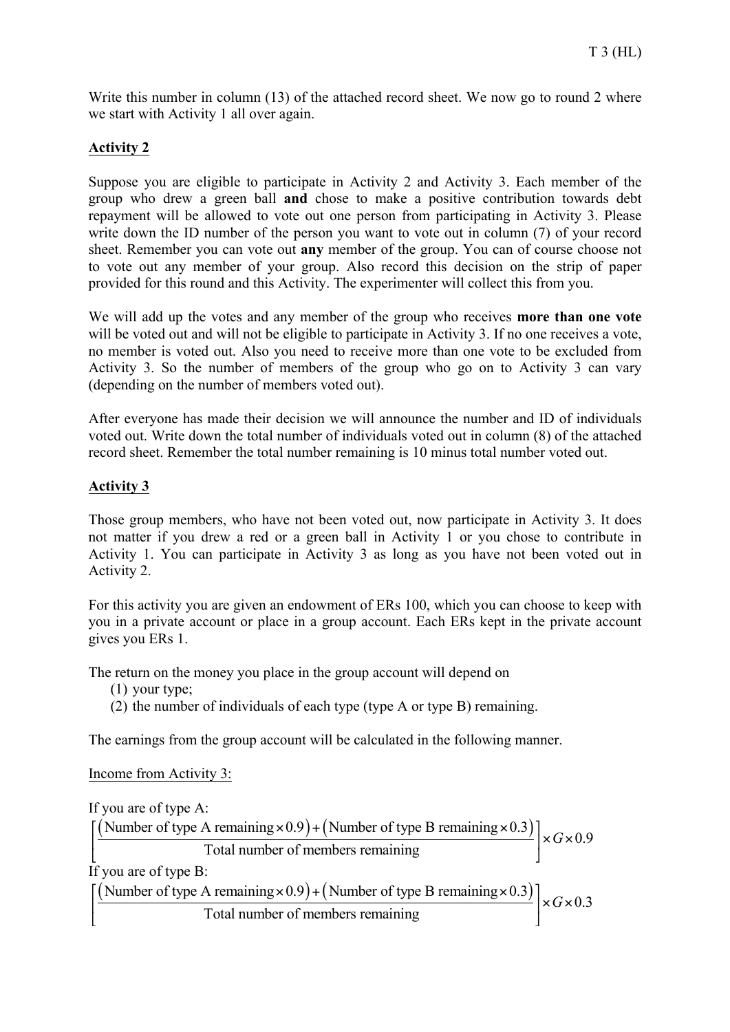Write this number in column (13) of the attached record sheet. We now go to round 2 where we start with Activity 1 all over again.

## Activity 2

Suppose you are eligible to participate in Activity 2 and Activity 3. Each member of the group who drew a green ball **and** chose to make a positive contribution towards debt repayment will be allowed to vote out one person from participating in Activity 3. Please write down the ID number of the person you want to vote out in column (7) of your record sheet. Remember you can vote out **any** member of the group. You can of course choose not to vote out any member of your group. Also record this decision on the strip of paper provided for this round and this Activity. The experimenter will collect this from you.

We will add up the votes and any member of the group who receives **more than one vote** will be voted out and will not be eligible to participate in Activity 3. If no one receives a vote, no member is voted out. Also you need to receive more than one vote to be excluded from Activity 3. So the number of members of the group who go on to Activity 3 can vary (depending on the number of members voted out).

After everyone has made their decision we will announce the number and ID of individuals voted out. Write down the total number of individuals voted out in column (8) of the attached record sheet. Remember the total number remaining is 10 minus total number voted out.

## Activity 3

Those group members, who have not been voted out, now participate in Activity 3. It does not matter if you drew a red or a green ball in Activity 1 or you chose to contribute in Activity 1. You can participate in Activity 3 as long as you have not been voted out in Activity 2.

For this activity you are given an endowment of ERs 100, which you can choose to keep with you in a private account or place in a group account. Each ERs kept in the private account gives you ERs 1.

The return on the money you place in the group account will depend on

(1) your type;
(2) the number of individuals of each type (type A or type B) remaining.

The earnings from the group account will be calculated in the following manner.

Income from Activity 3:

If you are of type A:

$$\left[\frac{(\text{Number of type A remaining} \times 0.9) + (\text{Number of type B remaining} \times 0.3)}{\text{Total number of members remaining}}\right] \times G \times 0.9$$

If you are of type B:

$$\left[\frac{(\text{Number of type A remaining} \times 0.9) + (\text{Number of type B remaining} \times 0.3)}{\text{Total number of members remaining}}\right] \times G \times 0.3$$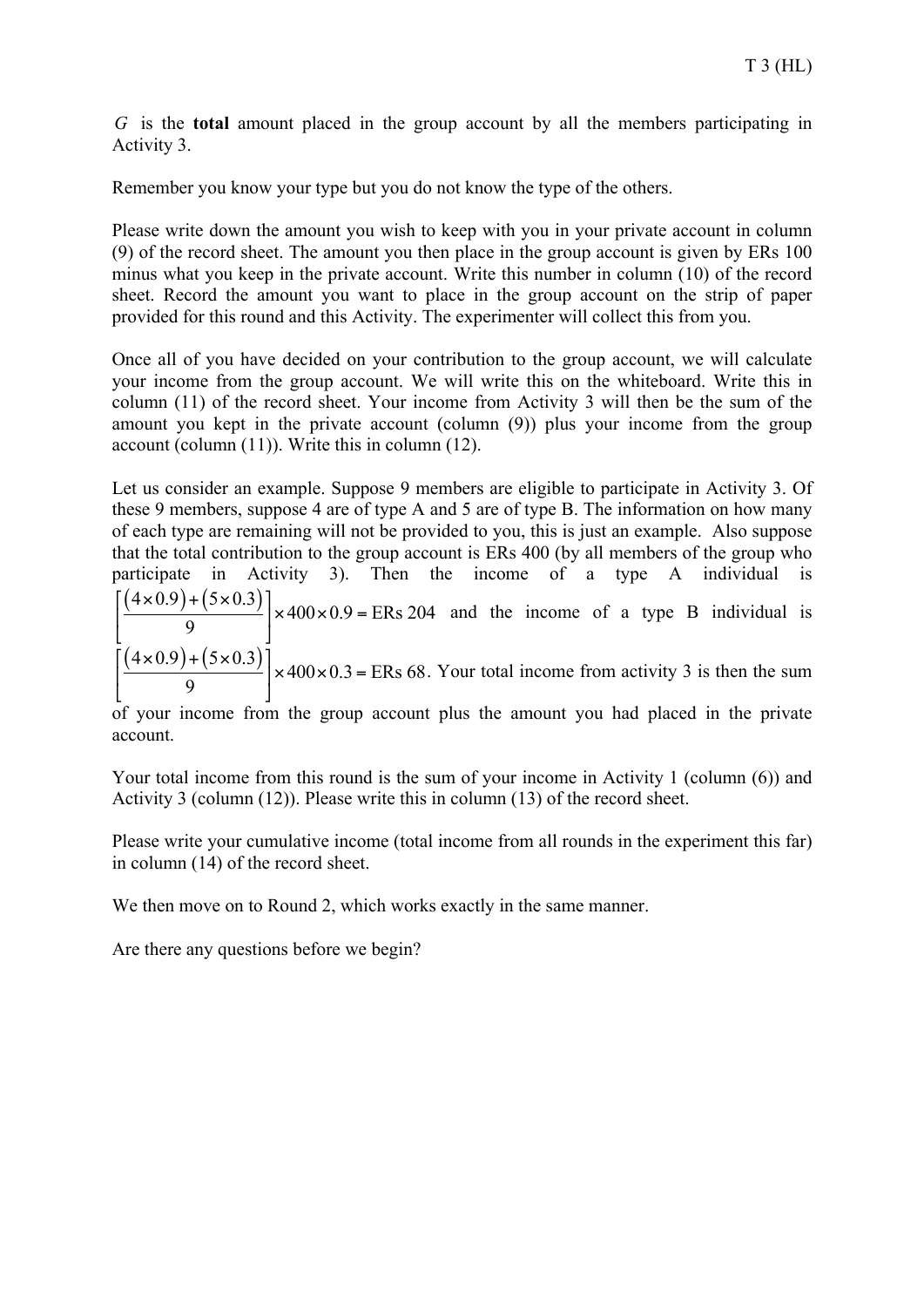$G$ is the **total** amount placed in the group account by all the members participating in Activity 3.

Remember you know your type but you do not know the type of the others.

Please write down the amount you wish to keep with you in your private account in column (9) of the record sheet. The amount you then place in the group account is given by ERs 100 minus what you keep in the private account. Write this number in column (10) of the record sheet. Record the amount you want to place in the group account on the strip of paper provided for this round and this Activity. The experimenter will collect this from you.

Once all of you have decided on your contribution to the group account, we will calculate your income from the group account. We will write this on the whiteboard. Write this in column (11) of the record sheet. Your income from Activity 3 will then be the sum of the amount you kept in the private account (column (9)) plus your income from the group account (column (11)). Write this in column (12).

Let us consider an example. Suppose 9 members are eligible to participate in Activity 3. Of these 9 members, suppose 4 are of type A and 5 are of type B. The information on how many of each type are remaining will not be provided to you, this is just an example. Also suppose that the total contribution to the group account is ERs 400 (by all members of the group who participate in Activity 3). Then the income of a type A individual is $\left[\frac{(4\times 0.9)+(5\times 0.3)}{9}\right]\times 400\times 0.9 = \text{ERs } 204$ and the income of a type B individual is $\left[\frac{(4\times 0.9)+(5\times 0.3)}{9}\right]\times 400\times 0.3 = \text{ERs } 68$. Your total income from activity 3 is then the sum of your income from the group account plus the amount you had placed in the private account.

Your total income from this round is the sum of your income in Activity 1 (column (6)) and Activity 3 (column (12)). Please write this in column (13) of the record sheet.

Please write your cumulative income (total income from all rounds in the experiment this far) in column (14) of the record sheet.

We then move on to Round 2, which works exactly in the same manner.

Are there any questions before we begin?